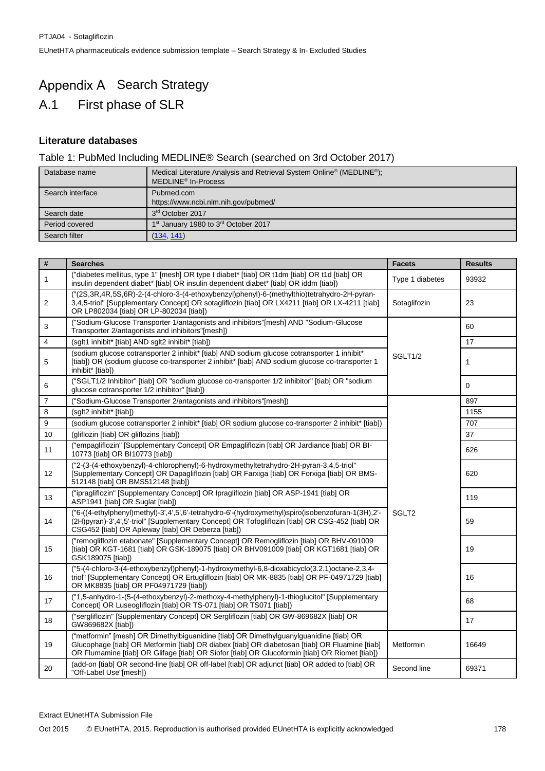# Appendix A Search Strategy

## A.1 First phase of SLR

### Literature databases

Table 1: PubMed Including MEDLINE® Search (searched on 3rd October 2017)

| Database name | Medical Literature Analysis and Retrieval System Online® (MEDLINE®); MEDLINE® In-Process |
|---|---|
| Search interface | Pubmed.com https://www.ncbi.nlm.nih.gov/pubmed/ |
| Search date | 3rd October 2017 |
| Period covered | 1st January 1980 to 3rd October 2017 |
| Search filter | (134, 141) |

| # | Searches | Facets | Results |
|---|---|---|---|
| 1 | ("diabetes mellitus, type 1" [mesh] OR type I diabet* [tiab] OR t1dm [tiab] OR t1d [tiab] OR insulin dependent diabet* [tiab] OR insulin dependent diabet* [tiab] OR iddm [tiab]) | Type 1 diabetes | 93932 |
| 2 | ("(2S,3R,4R,5S,6R)-2-(4-chloro-3-(4-ethoxybenzyl)phenyl)-6-(methylthio)tetrahydro-2H-pyran-3,4,5-triol" [Supplementary Concept] OR sotagliflozin [tiab] OR LX4211 [tiab] OR LX-4211 [tiab] OR LP802034 [tiab] OR LP-802034 [tiab]) | Sotaglifozin | 23 |
| 3 | ("Sodium-Glucose Transporter 1/antagonists and inhibitors"[mesh] AND "Sodium-Glucose Transporter 2/antagonists and inhibitors"[mesh]) | SGLT1/2 | 60 |
| 4 | (sglt1 inhibit* [tiab] AND sglt2 inhibit* [tiab]) | | 17 |
| 5 | (sodium glucose cotransporter 2 inhibit* [tiab] AND sodium glucose cotransporter 1 inhibit* [tiab]) OR (sodium glucose co-transporter 2 inhibit* [tiab] AND sodium glucose co-transporter 1 inhibit* [tiab]) | | 1 |
| 6 | ("SGLT1/2 Inhibitor" [tiab] OR "sodium glucose co-transporter 1/2 inhibitor" [tiab] OR "sodium glucose cotransporter 1/2 inhibitor" [tiab]) | | 0 |
| 7 | ("Sodium-Glucose Transporter 2/antagonists and inhibitors"[mesh]) | SGLT2 | 897 |
| 8 | (sglt2 inhibit* [tiab]) | | 1155 |
| 9 | (sodium glucose cotransporter 2 inhibit* [tiab] OR sodium glucose co-transporter 2 inhibit* [tiab]) | | 707 |
| 10 | (gliflozin [tiab] OR gliflozins [tiab]) | | 37 |
| 11 | ("empagliflozin" [Supplementary Concept] OR Empagliflozin [tiab] OR Jardiance [tiab] OR BI-10773 [tiab] OR BI10773 [tiab]) | | 626 |
| 12 | ("2-(3-(4-ethoxybenzyl)-4-chlorophenyl)-6-hydroxymethyltetrahydro-2H-pyran-3,4,5-triol" [Supplementary Concept] OR Dapagliflozin [tiab] OR Farxiga [tiab] OR Forxiga [tiab] OR BMS-512148 [tiab] OR BMS512148 [tiab]) | | 620 |
| 13 | ("ipragliflozin" [Supplementary Concept] OR Ipragliflozin [tiab] OR ASP-1941 [tiab] OR ASP1941 [tiab] OR Suglat [tiab]) | | 119 |
| 14 | ("6-((4-ethylphenyl)methyl)-3',4',5',6'-tetrahydro-6'-(hydroxymethyl)spiro(isobenzofuran-1(3H),2'-(2H)pyran)-3',4',5'-triol" [Supplementary Concept] OR Tofogliflozin [tiab] OR CSG-452 [tiab] OR CSG452 [tiab] OR Apleway [tiab] OR Deberza [tiab]) | | 59 |
| 15 | ("remogliflozin etabonate" [Supplementary Concept] OR Remogliflozin [tiab] OR BHV-091009 [tiab] OR KGT-1681 [tiab] OR GSK-189075 [tiab] OR BHV091009 [tiab] OR KGT1681 [tiab] OR GSK189075 [tiab]) | | 19 |
| 16 | ("5-(4-chloro-3-(4-ethoxybenzyl)phenyl)-1-hydroxymethyl-6,8-dioxabicyclo(3.2.1)octane-2,3,4-triol" [Supplementary Concept] OR Ertugliflozin [tiab] OR MK-8835 [tiab] OR PF-04971729 [tiab] OR MK8835 [tiab] OR PF04971729 [tiab]) | | 16 |
| 17 | ("1,5-anhydro-1-(5-(4-ethoxybenzyl)-2-methoxy-4-methylphenyl)-1-thioglucitol" [Supplementary Concept] OR Luseogliflozin [tiab] OR TS-071 [tiab] OR TS071 [tiab]) | | 68 |
| 18 | ("sergliflozin" [Supplementary Concept] OR Sergliflozin [tiab] OR GW-869682X [tiab] OR GW869682X [tiab]) | | 17 |
| 19 | ("metformin" [mesh] OR Dimethylbiguanidine [tiab] OR Dimethylguanylguanidine [tiab] OR Glucophage [tiab] OR Metformin [tiab] OR diabex [tiab] OR diabetosan [tiab] OR Fluamine [tiab] OR Flumamine [tiab] OR Glifage [tiab] OR Siofor [tiab] OR Glucoformin [tiab] OR Riomet [tiab]) | Metformin | 16649 |
| 20 | (add-on [tiab] OR second-line [tiab] OR off-label [tiab] OR adjunct [tiab] OR added to [tiab] OR "Off-Label Use"[mesh]) | Second line | 69371 |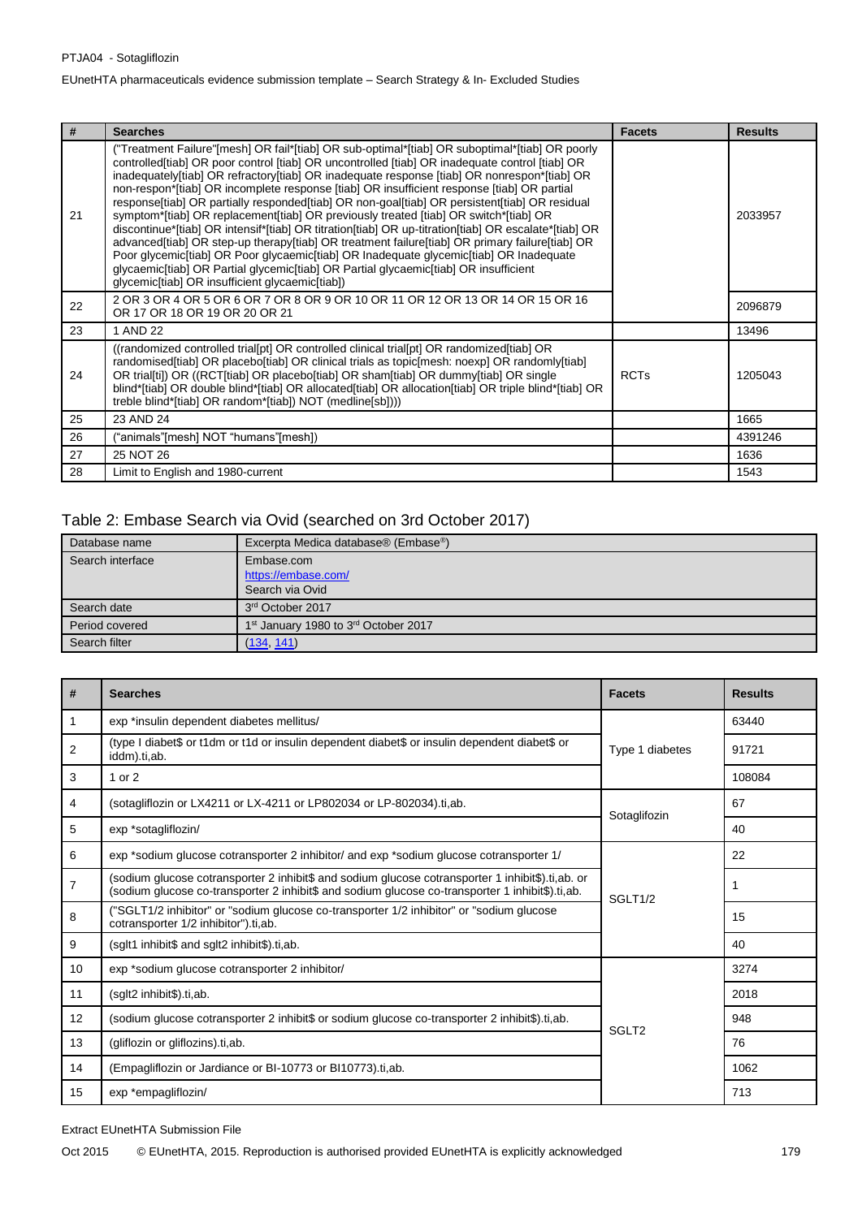| # | Searches | Facets | Results |
|---|---|---|---|
| 21 | ("Treatment Failure"[mesh] OR fail*[tiab] OR sub-optimal*[tiab] OR suboptimal*[tiab] OR poorly controlled[tiab] OR poor control [tiab] OR uncontrolled [tiab] OR inadequate control [tiab] OR inadequately[tiab] OR refractory[tiab] OR inadequate response [tiab] OR nonrespon*[tiab] OR non-respon*[tiab] OR incomplete response [tiab] OR insufficient response [tiab] OR partial response[tiab] OR partially responded[tiab] OR non-goal[tiab] OR persistent[tiab] OR residual symptom*[tiab] OR replacement[tiab] OR previously treated [tiab] OR switch*[tiab] OR discontinue*[tiab] OR intensif*[tiab] OR titration[tiab] OR up-titration[tiab] OR escalate*[tiab] OR advanced[tiab] OR step-up therapy[tiab] OR treatment failure[tiab] OR primary failure[tiab] OR Poor glycemic[tiab] OR Poor glycaemic[tiab] OR Inadequate glycemic[tiab] OR Inadequate glycaemic[tiab] OR Partial glycemic[tiab] OR Partial glycaemic[tiab] OR insufficient glycemic[tiab] OR insufficient glycaemic[tiab]) | | 2033957 |
| 22 | 2 OR 3 OR 4 OR 5 OR 6 OR 7 OR 8 OR 9 OR 10 OR 11 OR 12 OR 13 OR 14 OR 15 OR 16 OR 17 OR 18 OR 19 OR 20 OR 21 | | 2096879 |
| 23 | 1 AND 22 | | 13496 |
| 24 | ((randomized controlled trial[pt] OR controlled clinical trial[pt] OR randomized[tiab] OR randomised[tiab] OR placebo[tiab] OR clinical trials as topic[mesh: noexp] OR randomly[tiab] OR trial[ti]) OR ((RCT[tiab] OR placebo[tiab] OR sham[tiab] OR dummy[tiab] OR single blind*[tiab] OR double blind*[tiab] OR allocated[tiab] OR allocation[tiab] OR triple blind*[tiab] OR treble blind*[tiab] OR random*[tiab]) NOT (medline[sb]))) | RCTs | 1205043 |
| 25 | 23 AND 24 | | 1665 |
| 26 | ("animals"[mesh] NOT "humans"[mesh]) | | 4391246 |
| 27 | 25 NOT 26 | | 1636 |
| 28 | Limit to English and 1980-current | | 1543 |

## Table 2: Embase Search via Ovid (searched on 3rd October 2017)

| | |
|---|---|
| Database name | Excerpta Medica database® (Embase®) |
| Search interface | Embase.com<br>https://embase.com/<br>Search via Ovid |
| Search date | 3rd October 2017 |
| Period covered | 1st January 1980 to 3rd October 2017 |
| Search filter | (134, 141) |

| # | Searches | Facets | Results |
|---|---|---|---|
| 1 | exp *insulin dependent diabetes mellitus/ | Type 1 diabetes | 63440 |
| 2 | (type I diabet$ or t1dm or t1d or insulin dependent diabet$ or insulin dependent diabet$ or iddm).ti,ab. | | 91721 |
| 3 | 1 or 2 | | 108084 |
| 4 | (sotagliflozin or LX4211 or LX-4211 or LP802034 or LP-802034).ti,ab. | Sotaglifozin | 67 |
| 5 | exp *sotagliflozin/ | | 40 |
| 6 | exp *sodium glucose cotransporter 2 inhibitor/ and exp *sodium glucose cotransporter 1/ | SGLT1/2 | 22 |
| 7 | (sodium glucose cotransporter 2 inhibit$ and sodium glucose cotransporter 1 inhibit$).ti,ab. or (sodium glucose co-transporter 2 inhibit$ and sodium glucose co-transporter 1 inhibit$).ti,ab. | | 1 |
| 8 | ("SGLT1/2 inhibitor" or "sodium glucose co-transporter 1/2 inhibitor" or "sodium glucose cotransporter 1/2 inhibitor").ti,ab. | | 15 |
| 9 | (sglt1 inhibit$ and sglt2 inhibit$).ti,ab. | | 40 |
| 10 | exp *sodium glucose cotransporter 2 inhibitor/ | SGLT2 | 3274 |
| 11 | (sglt2 inhibit$).ti,ab. | | 2018 |
| 12 | (sodium glucose cotransporter 2 inhibit$ or sodium glucose co-transporter 2 inhibit$).ti,ab. | | 948 |
| 13 | (gliflozin or gliflozins).ti,ab. | | 76 |
| 14 | (Empagliflozin or Jardiance or BI-10773 or BI10773).ti,ab. | | 1062 |
| 15 | exp *empagliflozin/ | | 713 |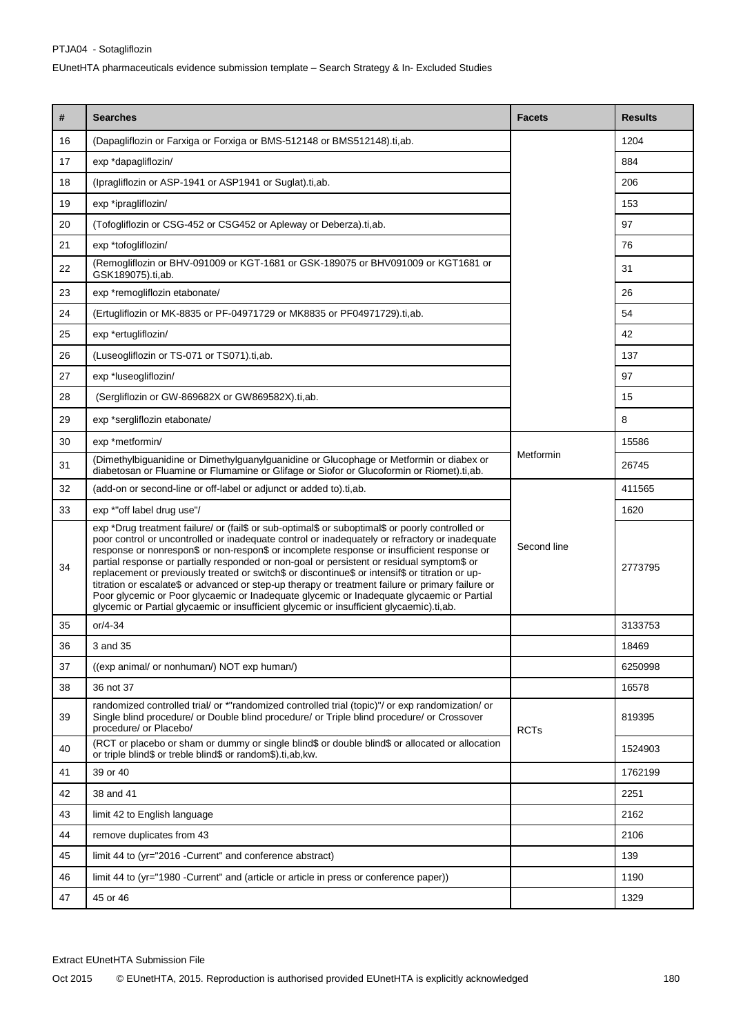| # | Searches | Facets | Results |
|---|---|---|---|
| 16 | (Dapagliflozin or Farxiga or Forxiga or BMS-512148 or BMS512148).ti,ab. | | 1204 |
| 17 | exp *dapagliflozin/ | | 884 |
| 18 | (Ipragliflozin or ASP-1941 or ASP1941 or Suglat).ti,ab. | | 206 |
| 19 | exp *ipragliflozin/ | | 153 |
| 20 | (Tofogliflozin or CSG-452 or CSG452 or Apleway or Deberza).ti,ab. | | 97 |
| 21 | exp *tofogliflozin/ | | 76 |
| 22 | (Remogliflozin or BHV-091009 or KGT-1681 or GSK-189075 or BHV091009 or KGT1681 or GSK189075).ti,ab. | | 31 |
| 23 | exp *remogliflozin etabonate/ | | 26 |
| 24 | (Ertugliflozin or MK-8835 or PF-04971729 or MK8835 or PF04971729).ti,ab. | | 54 |
| 25 | exp *ertugliflozin/ | | 42 |
| 26 | (Luseogliflozin or TS-071 or TS071).ti,ab. | | 137 |
| 27 | exp *luseogliflozin/ | | 97 |
| 28 | (Sergliflozin or GW-869682X or GW869582X).ti,ab. | | 15 |
| 29 | exp *sergliflozin etabonate/ | | 8 |
| 30 | exp *metformin/ | Metformin | 15586 |
| 31 | (Dimethylbiguanidine or Dimethylguanylguanidine or Glucophage or Metformin or diabex or diabetosan or Fluamine or Flumamine or Glifage or Siofor or Glucoformin or Riomet).ti,ab. | | 26745 |
| 32 | (add-on or second-line or off-label or adjunct or added to).ti,ab. | Second line | 411565 |
| 33 | exp *"off label drug use"/ | | 1620 |
| 34 | exp *Drug treatment failure/ or (fail$ or sub-optimal$ or suboptimal$ or poorly controlled or poor control or uncontrolled or inadequate control or inadequately or refractory or inadequate response or nonrespon$ or non-respon$ or incomplete response or insufficient response or partial response or partially responded or non-goal or persistent or residual symptom$ or replacement or previously treated or switch$ or discontinue$ or intensif$ or titration or up-titration or escalate$ or advanced or step-up therapy or treatment failure or primary failure or Poor glycemic or Poor glycaemic or Inadequate glycemic or Inadequate glycaemic or Partial glycemic or Partial glycaemic or insufficient glycemic or insufficient glycaemic).ti,ab. | | 2773795 |
| 35 | or/4-34 | | 3133753 |
| 36 | 3 and 35 | | 18469 |
| 37 | ((exp animal/ or nonhuman/) NOT exp human/) | | 6250998 |
| 38 | 36 not 37 | | 16578 |
| 39 | randomized controlled trial/ or *"randomized controlled trial (topic)"/ or exp randomization/ or Single blind procedure/ or Double blind procedure/ or Triple blind procedure/ or Crossover procedure/ or Placebo/ | RCTs | 819395 |
| 40 | (RCT or placebo or sham or dummy or single blind$ or double blind$ or allocated or allocation or triple blind$ or treble blind$ or random$).ti,ab,kw. | | 1524903 |
| 41 | 39 or 40 | | 1762199 |
| 42 | 38 and 41 | | 2251 |
| 43 | limit 42 to English language | | 2162 |
| 44 | remove duplicates from 43 | | 2106 |
| 45 | limit 44 to (yr="2016 -Current" and conference abstract) | | 139 |
| 46 | limit 44 to (yr="1980 -Current" and (article or article in press or conference paper)) | | 1190 |
| 47 | 45 or 46 | | 1329 |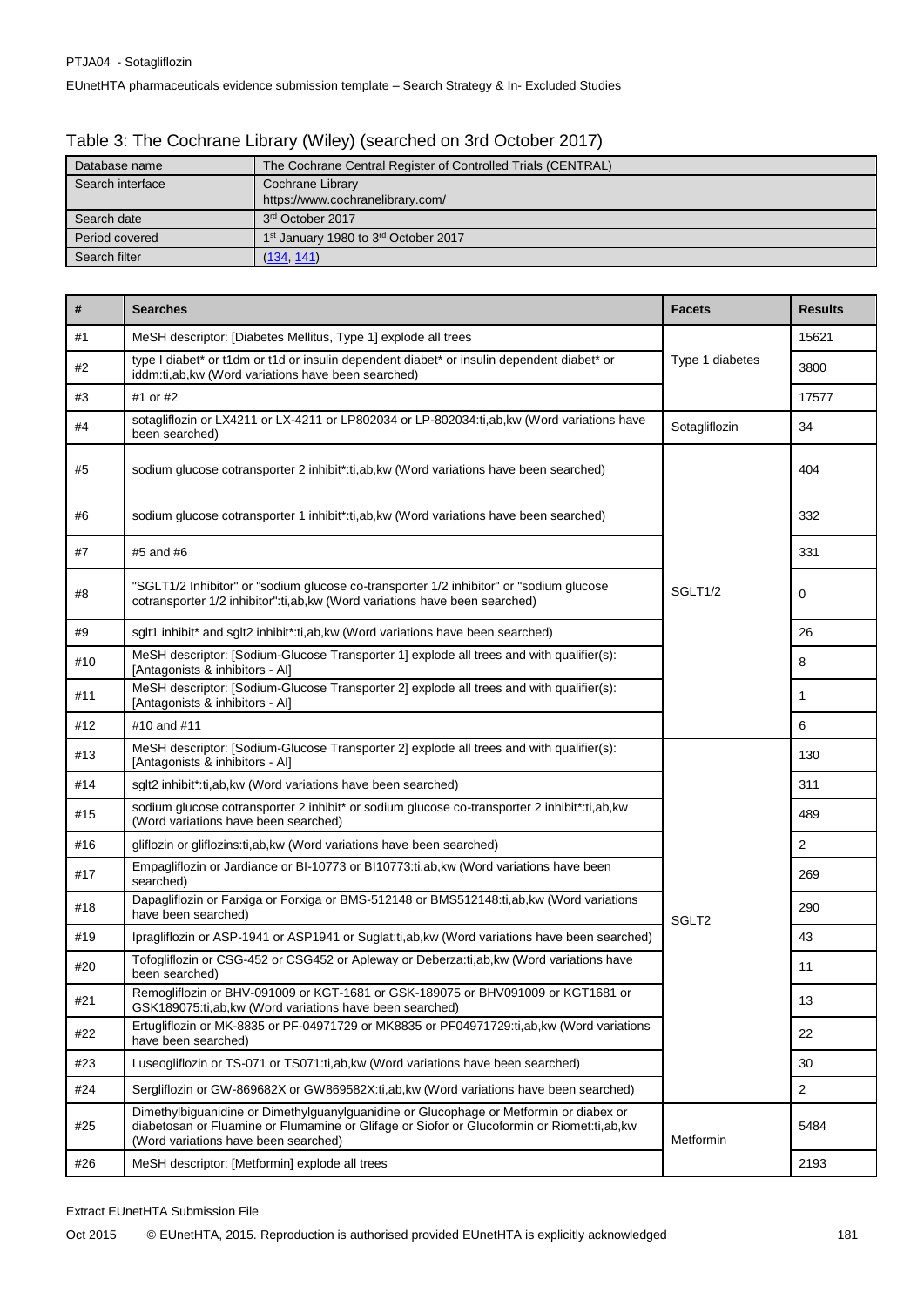Table 3: The Cochrane Library (Wiley) (searched on 3rd October 2017)

| Database name | The Cochrane Central Register of Controlled Trials (CENTRAL) |
|---|---|
| Search interface | Cochrane Library<br>https://www.cochranelibrary.com/ |
| Search date | 3rd October 2017 |
| Period covered | 1st January 1980 to 3rd October 2017 |
| Search filter | (134, 141) |

| # | Searches | Facets | Results |
|---|---|---|---|
| #1 | MeSH descriptor: [Diabetes Mellitus, Type 1] explode all trees | Type 1 diabetes | 15621 |
| #2 | type I diabet* or t1dm or t1d or insulin dependent diabet* or insulin dependent diabet* or iddm:ti,ab,kw (Word variations have been searched) | | 3800 |
| #3 | #1 or #2 | | 17577 |
| #4 | sotagliflozin or LX4211 or LX-4211 or LP802034 or LP-802034:ti,ab,kw (Word variations have been searched) | Sotagliflozin | 34 |
| #5 | sodium glucose cotransporter 2 inhibit*:ti,ab,kw (Word variations have been searched) | SGLT1/2 | 404 |
| #6 | sodium glucose cotransporter 1 inhibit*:ti,ab,kw (Word variations have been searched) | | 332 |
| #7 | #5 and #6 | | 331 |
| #8 | "SGLT1/2 Inhibitor" or "sodium glucose co-transporter 1/2 inhibitor" or "sodium glucose cotransporter 1/2 inhibitor":ti,ab,kw (Word variations have been searched) | | 0 |
| #9 | sglt1 inhibit* and sglt2 inhibit*:ti,ab,kw (Word variations have been searched) | | 26 |
| #10 | MeSH descriptor: [Sodium-Glucose Transporter 1] explode all trees and with qualifier(s): [Antagonists & inhibitors - AI] | | 8 |
| #11 | MeSH descriptor: [Sodium-Glucose Transporter 2] explode all trees and with qualifier(s): [Antagonists & inhibitors - AI] | | 1 |
| #12 | #10 and #11 | | 6 |
| #13 | MeSH descriptor: [Sodium-Glucose Transporter 2] explode all trees and with qualifier(s): [Antagonists & inhibitors - AI] | SGLT2 | 130 |
| #14 | sglt2 inhibit*:ti,ab,kw (Word variations have been searched) | | 311 |
| #15 | sodium glucose cotransporter 2 inhibit* or sodium glucose co-transporter 2 inhibit*:ti,ab,kw (Word variations have been searched) | | 489 |
| #16 | gliflozin or gliflozins:ti,ab,kw (Word variations have been searched) | | 2 |
| #17 | Empagliflozin or Jardiance or BI-10773 or BI10773:ti,ab,kw (Word variations have been searched) | | 269 |
| #18 | Dapagliflozin or Farxiga or Forxiga or BMS-512148 or BMS512148:ti,ab,kw (Word variations have been searched) | | 290 |
| #19 | Ipragliflozin or ASP-1941 or ASP1941 or Suglat:ti,ab,kw (Word variations have been searched) | | 43 |
| #20 | Tofogliflozin or CSG-452 or CSG452 or Apleway or Deberza:ti,ab,kw (Word variations have been searched) | | 11 |
| #21 | Remogliflozin or BHV-091009 or KGT-1681 or GSK-189075 or BHV091009 or KGT1681 or GSK189075:ti,ab,kw (Word variations have been searched) | | 13 |
| #22 | Ertugliflozin or MK-8835 or PF-04971729 or MK8835 or PF04971729:ti,ab,kw (Word variations have been searched) | | 22 |
| #23 | Luseogliflozin or TS-071 or TS071:ti,ab,kw (Word variations have been searched) | | 30 |
| #24 | Sergliflozin or GW-869682X or GW869582X:ti,ab,kw (Word variations have been searched) | | 2 |
| #25 | Dimethylbiguanidine or Dimethylguanylguanidine or Glucophage or Metformin or diabex or diabetosan or Fluamine or Flumamine or Glifage or Siofor or Glucoformin or Riomet:ti,ab,kw (Word variations have been searched) | Metformin | 5484 |
| #26 | MeSH descriptor: [Metformin] explode all trees | | 2193 |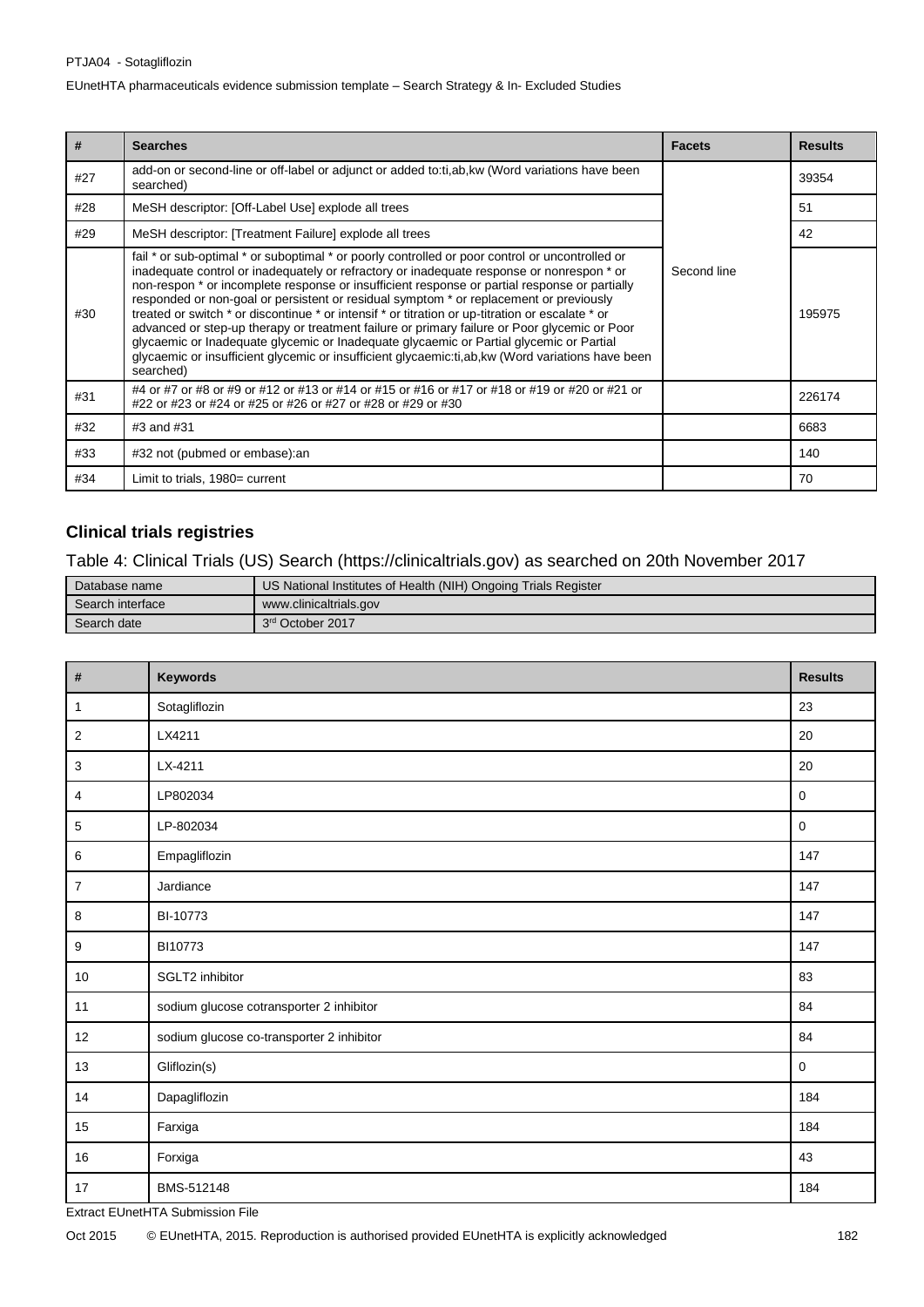| # | Searches | Facets | Results |
|---|---|---|---|
| #27 | add-on or second-line or off-label or adjunct or added to:ti,ab,kw (Word variations have been searched) | Second line | 39354 |
| #28 | MeSH descriptor: [Off-Label Use] explode all trees | | 51 |
| #29 | MeSH descriptor: [Treatment Failure] explode all trees | | 42 |
| #30 | fail * or sub-optimal * or suboptimal * or poorly controlled or poor control or uncontrolled or inadequate control or inadequately or refractory or inadequate response or nonrespon * or non-respon * or incomplete response or insufficient response or partial response or partially responded or non-goal or persistent or residual symptom * or replacement or previously treated or switch * or discontinue * or intensif * or titration or up-titration or escalate * or advanced or step-up therapy or treatment failure or primary failure or Poor glycemic or Poor glycaemic or Inadequate glycemic or Inadequate glycaemic or Partial glycemic or Partial glycaemic or insufficient glycemic or insufficient glycaemic:ti,ab,kw (Word variations have been searched) | | 195975 |
| #31 | #4 or #7 or #8 or #9 or #12 or #13 or #14 or #15 or #16 or #17 or #18 or #19 or #20 or #21 or #22 or #23 or #24 or #25 or #26 or #27 or #28 or #29 or #30 | | 226174 |
| #32 | #3 and #31 | | 6683 |
| #33 | #32 not (pubmed or embase):an | | 140 |
| #34 | Limit to trials, 1980= current | | 70 |

## Clinical trials registries

Table 4: Clinical Trials (US) Search (https://clinicaltrials.gov) as searched on 20th November 2017

| | |
|---|---|
| Database name | US National Institutes of Health (NIH) Ongoing Trials Register |
| Search interface | www.clinicaltrials.gov |
| Search date | 3rd October 2017 |

| # | Keywords | Results |
|---|---|---|
| 1 | Sotagliflozin | 23 |
| 2 | LX4211 | 20 |
| 3 | LX-4211 | 20 |
| 4 | LP802034 | 0 |
| 5 | LP-802034 | 0 |
| 6 | Empagliflozin | 147 |
| 7 | Jardiance | 147 |
| 8 | BI-10773 | 147 |
| 9 | BI10773 | 147 |
| 10 | SGLT2 inhibitor | 83 |
| 11 | sodium glucose cotransporter 2 inhibitor | 84 |
| 12 | sodium glucose co-transporter 2 inhibitor | 84 |
| 13 | Gliflozin(s) | 0 |
| 14 | Dapagliflozin | 184 |
| 15 | Farxiga | 184 |
| 16 | Forxiga | 43 |
| 17 | BMS-512148 | 184 |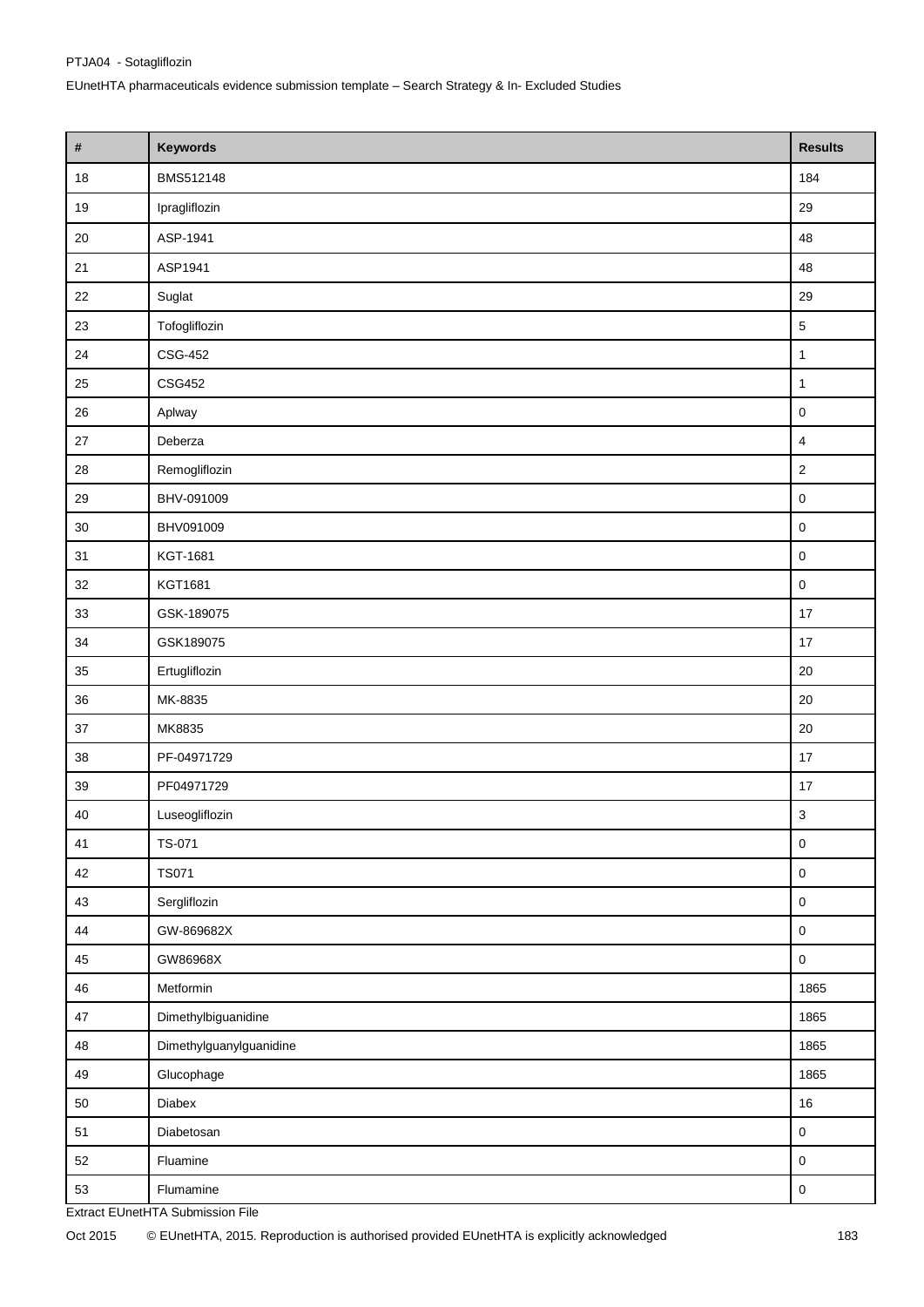| # | Keywords | Results |
|---|---|---|
| 18 | BMS512148 | 184 |
| 19 | Ipragliflozin | 29 |
| 20 | ASP-1941 | 48 |
| 21 | ASP1941 | 48 |
| 22 | Suglat | 29 |
| 23 | Tofogliflozin | 5 |
| 24 | CSG-452 | 1 |
| 25 | CSG452 | 1 |
| 26 | Aplway | 0 |
| 27 | Deberza | 4 |
| 28 | Remogliflozin | 2 |
| 29 | BHV-091009 | 0 |
| 30 | BHV091009 | 0 |
| 31 | KGT-1681 | 0 |
| 32 | KGT1681 | 0 |
| 33 | GSK-189075 | 17 |
| 34 | GSK189075 | 17 |
| 35 | Ertugliflozin | 20 |
| 36 | MK-8835 | 20 |
| 37 | MK8835 | 20 |
| 38 | PF-04971729 | 17 |
| 39 | PF04971729 | 17 |
| 40 | Luseogliflozin | 3 |
| 41 | TS-071 | 0 |
| 42 | TS071 | 0 |
| 43 | Sergliflozin | 0 |
| 44 | GW-869682X | 0 |
| 45 | GW86968X | 0 |
| 46 | Metformin | 1865 |
| 47 | Dimethylbiguanidine | 1865 |
| 48 | Dimethylguanylguanidine | 1865 |
| 49 | Glucophage | 1865 |
| 50 | Diabex | 16 |
| 51 | Diabetosan | 0 |
| 52 | Fluamine | 0 |
| 53 | Flumamine | 0 |

Extract EUnetHTA Submission File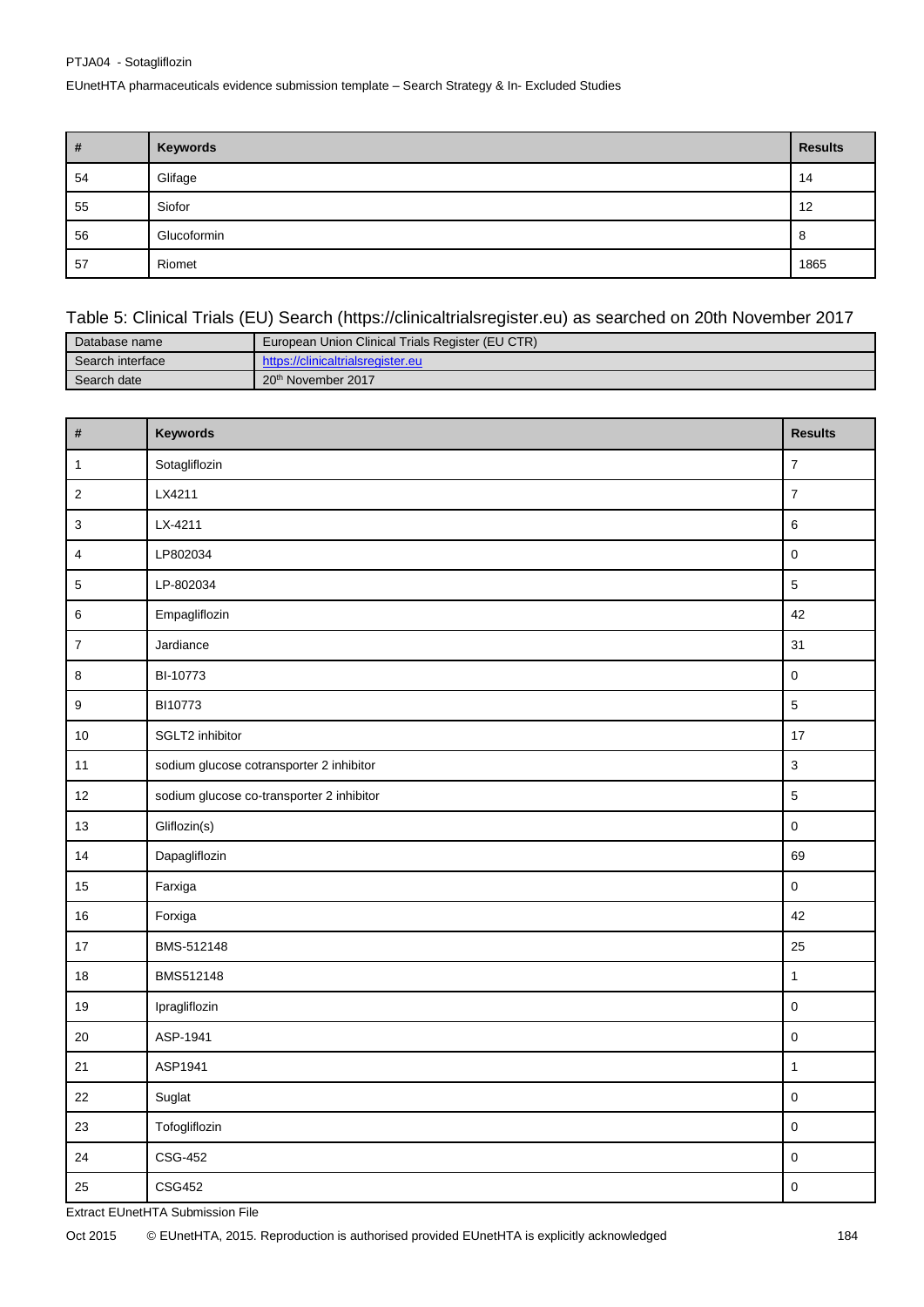| # | Keywords | Results |
|---|---|---|
| 54 | Glifage | 14 |
| 55 | Siofor | 12 |
| 56 | Glucoformin | 8 |
| 57 | Riomet | 1865 |

Table 5: Clinical Trials (EU) Search (https://clinicaltrialsregister.eu) as searched on 20th November 2017

| Database name | European Union Clinical Trials Register (EU CTR) |
|---|---|
| Search interface | https://clinicaltrialsregister.eu |
| Search date | 20th November 2017 |

| # | Keywords | Results |
|---|---|---|
| 1 | Sotagliflozin | 7 |
| 2 | LX4211 | 7 |
| 3 | LX-4211 | 6 |
| 4 | LP802034 | 0 |
| 5 | LP-802034 | 5 |
| 6 | Empagliflozin | 42 |
| 7 | Jardiance | 31 |
| 8 | BI-10773 | 0 |
| 9 | BI10773 | 5 |
| 10 | SGLT2 inhibitor | 17 |
| 11 | sodium glucose cotransporter 2 inhibitor | 3 |
| 12 | sodium glucose co-transporter 2 inhibitor | 5 |
| 13 | Gliflozin(s) | 0 |
| 14 | Dapagliflozin | 69 |
| 15 | Farxiga | 0 |
| 16 | Forxiga | 42 |
| 17 | BMS-512148 | 25 |
| 18 | BMS512148 | 1 |
| 19 | Ipragliflozin | 0 |
| 20 | ASP-1941 | 0 |
| 21 | ASP1941 | 1 |
| 22 | Suglat | 0 |
| 23 | Tofogliflozin | 0 |
| 24 | CSG-452 | 0 |
| 25 | CSG452 | 0 |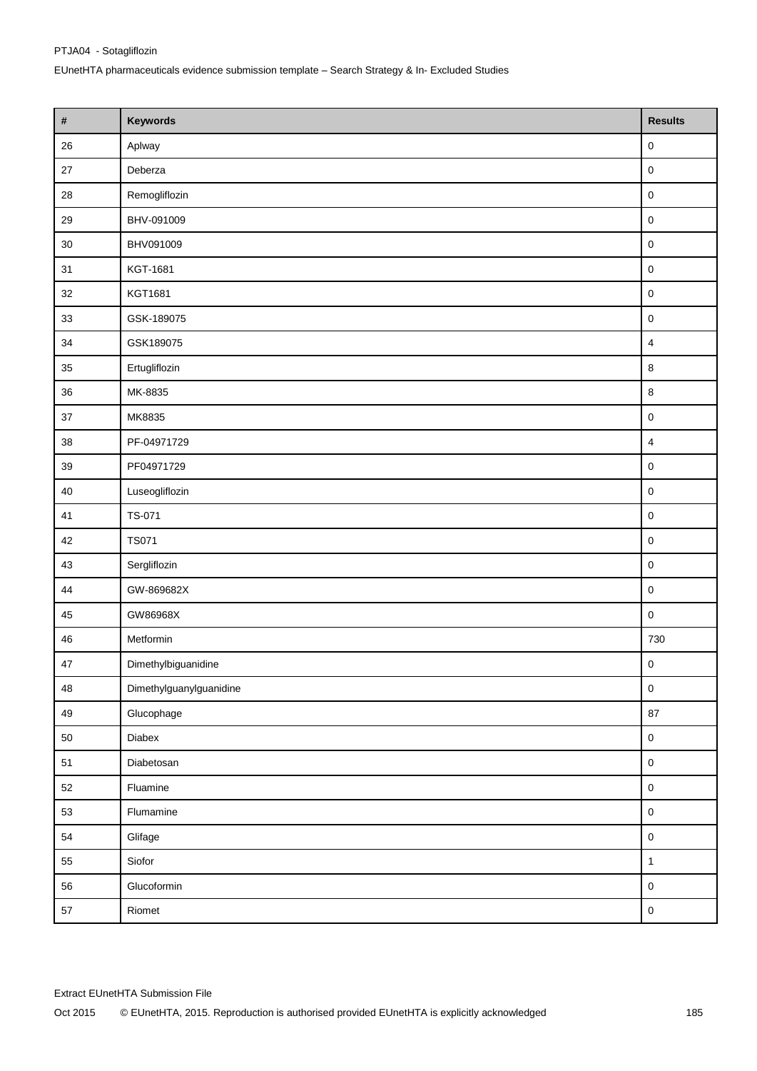| # | Keywords | Results |
|---|---|---|
| 26 | Aplway | 0 |
| 27 | Deberza | 0 |
| 28 | Remogliflozin | 0 |
| 29 | BHV-091009 | 0 |
| 30 | BHV091009 | 0 |
| 31 | KGT-1681 | 0 |
| 32 | KGT1681 | 0 |
| 33 | GSK-189075 | 0 |
| 34 | GSK189075 | 4 |
| 35 | Ertugliflozin | 8 |
| 36 | MK-8835 | 8 |
| 37 | MK8835 | 0 |
| 38 | PF-04971729 | 4 |
| 39 | PF04971729 | 0 |
| 40 | Luseogliflozin | 0 |
| 41 | TS-071 | 0 |
| 42 | TS071 | 0 |
| 43 | Sergliflozin | 0 |
| 44 | GW-869682X | 0 |
| 45 | GW86968X | 0 |
| 46 | Metformin | 730 |
| 47 | Dimethylbiguanidine | 0 |
| 48 | Dimethylguanylguanidine | 0 |
| 49 | Glucophage | 87 |
| 50 | Diabex | 0 |
| 51 | Diabetosan | 0 |
| 52 | Fluamine | 0 |
| 53 | Flumamine | 0 |
| 54 | Glifage | 0 |
| 55 | Siofor | 1 |
| 56 | Glucoformin | 0 |
| 57 | Riomet | 0 |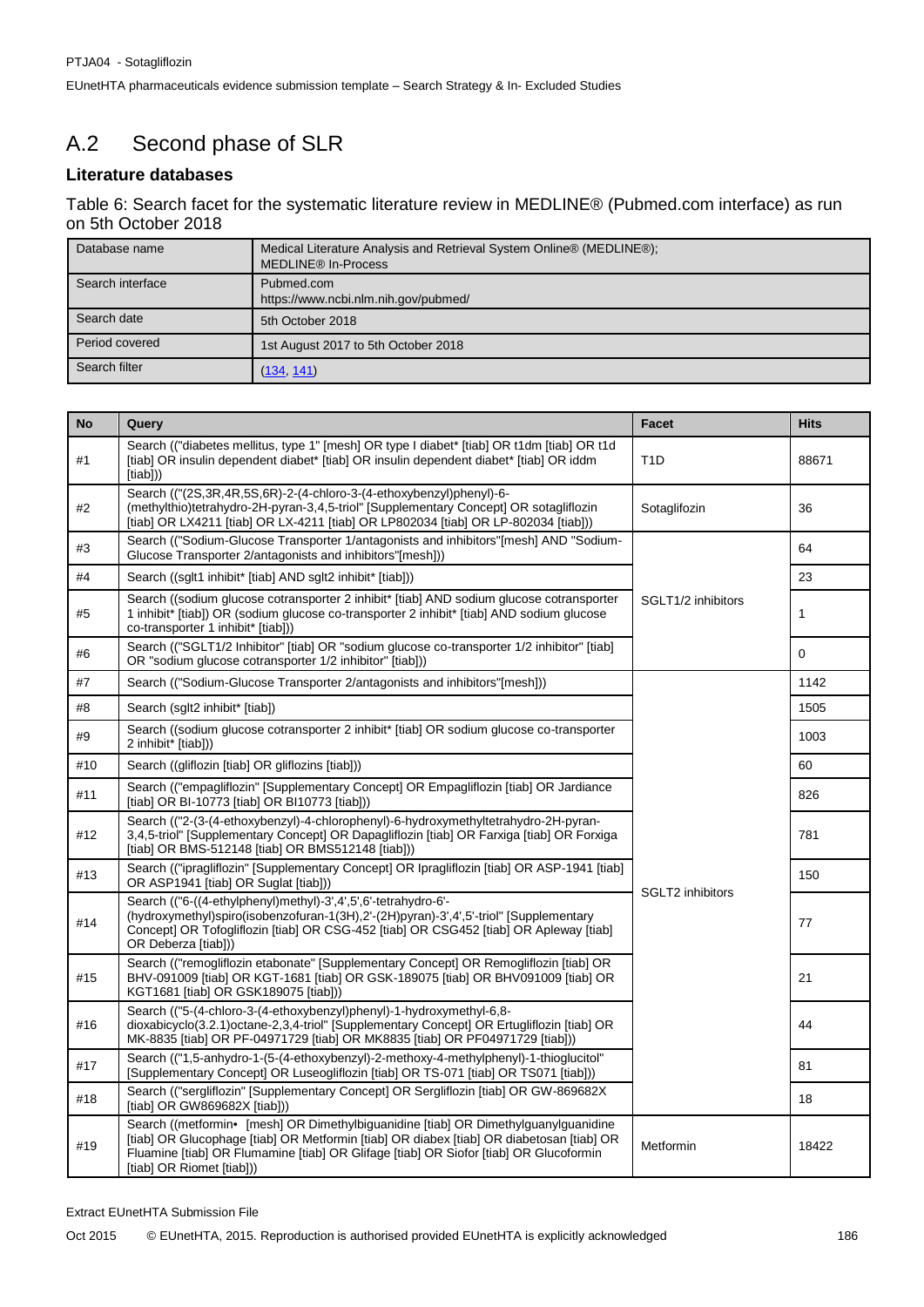## A.2 Second phase of SLR

### Literature databases

Table 6: Search facet for the systematic literature review in MEDLINE® (Pubmed.com interface) as run on 5th October 2018

| | |
|---|---|
| Database name | Medical Literature Analysis and Retrieval System Online® (MEDLINE®); MEDLINE® In-Process |
| Search interface | Pubmed.com https://www.ncbi.nlm.nih.gov/pubmed/ |
| Search date | 5th October 2018 |
| Period covered | 1st August 2017 to 5th October 2018 |
| Search filter | (134, 141) |

| No | Query | Facet | Hits |
|---|---|---|---|
| #1 | Search (("diabetes mellitus, type 1" [mesh] OR type I diabet* [tiab] OR t1dm [tiab] OR t1d [tiab] OR insulin dependent diabet* [tiab] OR insulin dependent diabet* [tiab] OR iddm [tiab])) | T1D | 88671 |
| #2 | Search (("(2S,3R,4R,5S,6R)-2-(4-chloro-3-(4-ethoxybenzyl)phenyl)-6-(methylthio)tetrahydro-2H-pyran-3,4,5-triol" [Supplementary Concept] OR sotagliflozin [tiab] OR LX4211 [tiab] OR LX-4211 [tiab] OR LP802034 [tiab] OR LP-802034 [tiab])) | Sotaglifozin | 36 |
| #3 | Search (("Sodium-Glucose Transporter 1/antagonists and inhibitors"[mesh] AND "Sodium-Glucose Transporter 2/antagonists and inhibitors"[mesh])) | SGLT1/2 inhibitors | 64 |
| #4 | Search ((sglt1 inhibit* [tiab] AND sglt2 inhibit* [tiab])) | | 23 |
| #5 | Search ((sodium glucose cotransporter 2 inhibit* [tiab] AND sodium glucose cotransporter 1 inhibit* [tiab]) OR (sodium glucose co-transporter 2 inhibit* [tiab] AND sodium glucose co-transporter 1 inhibit* [tiab])) | | 1 |
| #6 | Search (("SGLT1/2 Inhibitor" [tiab] OR "sodium glucose co-transporter 1/2 inhibitor" [tiab] OR "sodium glucose cotransporter 1/2 inhibitor" [tiab])) | | 0 |
| #7 | Search (("Sodium-Glucose Transporter 2/antagonists and inhibitors"[mesh])) | SGLT2 inhibitors | 1142 |
| #8 | Search (sglt2 inhibit* [tiab]) | | 1505 |
| #9 | Search ((sodium glucose cotransporter 2 inhibit* [tiab] OR sodium glucose co-transporter 2 inhibit* [tiab])) | | 1003 |
| #10 | Search ((gliflozin [tiab] OR gliflozins [tiab])) | | 60 |
| #11 | Search (("empagliflozin" [Supplementary Concept] OR Empagliflozin [tiab] OR Jardiance [tiab] OR BI-10773 [tiab] OR BI10773 [tiab])) | | 826 |
| #12 | Search (("2-(3-(4-ethoxybenzyl)-4-chlorophenyl)-6-hydroxymethyltetrahydro-2H-pyran-3,4,5-triol" [Supplementary Concept] OR Dapagliflozin [tiab] OR Farxiga [tiab] OR Forxiga [tiab] OR BMS-512148 [tiab] OR BMS512148 [tiab])) | | 781 |
| #13 | Search (("ipragliflozin" [Supplementary Concept] OR Ipragliflozin [tiab] OR ASP-1941 [tiab] OR ASP1941 [tiab] OR Suglat [tiab])) | | 150 |
| #14 | Search (("6-((4-ethylphenyl)methyl)-3',4',5',6'-tetrahydro-6'-(hydroxymethyl)spiro(isobenzofuran-1(3H),2'-(2H)pyran)-3',4',5'-triol" [Supplementary Concept] OR Tofogliflozin [tiab] OR CSG-452 [tiab] OR CSG452 [tiab] OR Apleway [tiab] OR Deberza [tiab])) | | 77 |
| #15 | Search (("remogliflozin etabonate" [Supplementary Concept] OR Remogliflozin [tiab] OR BHV-091009 [tiab] OR KGT-1681 [tiab] OR GSK-189075 [tiab] OR BHV091009 [tiab] OR KGT1681 [tiab] OR GSK189075 [tiab])) | | 21 |
| #16 | Search (("5-(4-chloro-3-(4-ethoxybenzyl)phenyl)-1-hydroxymethyl-6,8-dioxabicyclo(3.2.1)octane-2,3,4-triol" [Supplementary Concept] OR Ertugliflozin [tiab] OR MK-8835 [tiab] OR PF-04971729 [tiab] OR MK8835 [tiab] OR PF04971729 [tiab])) | | 44 |
| #17 | Search (("1,5-anhydro-1-(5-(4-ethoxybenzyl)-2-methoxy-4-methylphenyl)-1-thioglucitol" [Supplementary Concept] OR Luseogliflozin [tiab] OR TS-071 [tiab] OR TS071 [tiab])) | | 81 |
| #18 | Search (("sergliflozin" [Supplementary Concept] OR Sergliflozin [tiab] OR GW-869682X [tiab] OR GW869682X [tiab])) | | 18 |
| #19 | Search ((metformin• [mesh] OR Dimethylbiguanidine [tiab] OR Dimethylguanylguanidine [tiab] OR Glucophage [tiab] OR Metformin [tiab] OR diabex [tiab] OR diabetosan [tiab] OR Fluamine [tiab] OR Flumamine [tiab] OR Glifage [tiab] OR Siofor [tiab] OR Glucoformin [tiab] OR Riomet [tiab])) | Metformin | 18422 |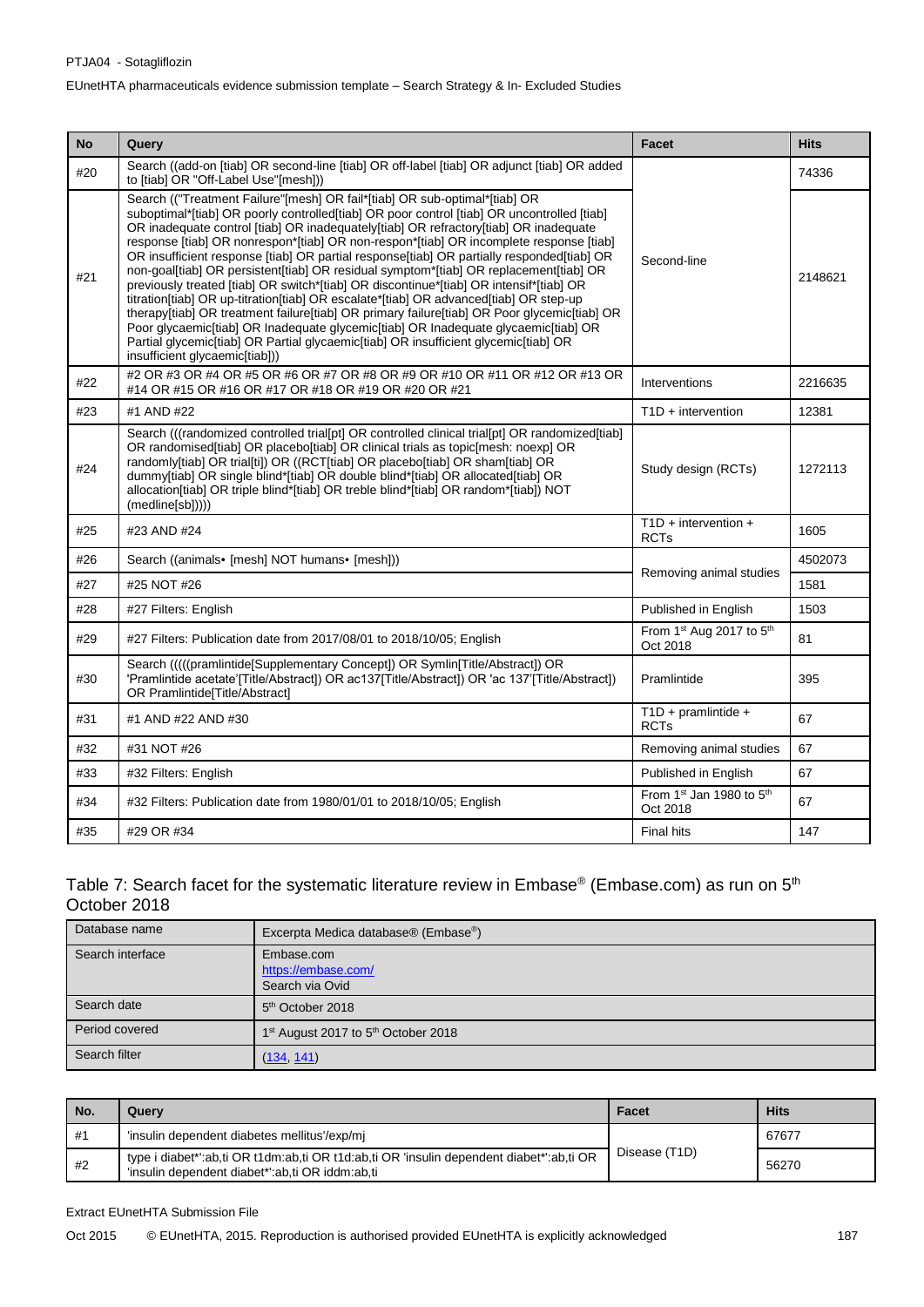| No | Query | Facet | Hits |
|---|---|---|---|
| #20 | Search ((add-on [tiab] OR second-line [tiab] OR off-label [tiab] OR adjunct [tiab] OR added to [tiab] OR "Off-Label Use"[mesh])) | Second-line | 74336 |
| #21 | Search (("Treatment Failure"[mesh] OR fail*[tiab] OR sub-optimal*[tiab] OR suboptimal*[tiab] OR poorly controlled[tiab] OR poor control [tiab] OR uncontrolled [tiab] OR inadequate control [tiab] OR inadequately[tiab] OR refractory[tiab] OR inadequate response [tiab] OR nonrespon*[tiab] OR non-respon*[tiab] OR incomplete response [tiab] OR insufficient response [tiab] OR partial response[tiab] OR partially responded[tiab] OR non-goal[tiab] OR persistent[tiab] OR residual symptom*[tiab] OR replacement[tiab] OR previously treated [tiab] OR switch*[tiab] OR discontinue*[tiab] OR intensif*[tiab] OR titration[tiab] OR up-titration[tiab] OR escalate*[tiab] OR advanced[tiab] OR step-up therapy[tiab] OR treatment failure[tiab] OR primary failure[tiab] OR Poor glycemic[tiab] OR Poor glycaemic[tiab] OR Inadequate glycemic[tiab] OR Inadequate glycaemic[tiab] OR Partial glycemic[tiab] OR Partial glycaemic[tiab] OR insufficient glycemic[tiab] OR insufficient glycaemic[tiab])) | | 2148621 |
| #22 | #2 OR #3 OR #4 OR #5 OR #6 OR #7 OR #8 OR #9 OR #10 OR #11 OR #12 OR #13 OR #14 OR #15 OR #16 OR #17 OR #18 OR #19 OR #20 OR #21 | Interventions | 2216635 |
| #23 | #1 AND #22 | T1D + intervention | 12381 |
| #24 | Search (((randomized controlled trial[pt] OR controlled clinical trial[pt] OR randomized[tiab] OR randomised[tiab] OR placebo[tiab] OR clinical trials as topic[mesh: noexp] OR randomly[tiab] OR trial[ti]) OR ((RCT[tiab] OR placebo[tiab] OR sham[tiab] OR dummy[tiab] OR single blind*[tiab] OR double blind*[tiab] OR allocated[tiab] OR allocation[tiab] OR triple blind*[tiab] OR treble blind*[tiab] OR random*[tiab]) NOT (medline[sb])))) | Study design (RCTs) | 1272113 |
| #25 | #23 AND #24 | T1D + intervention + RCTs | 1605 |
| #26 | Search ((animals• [mesh] NOT humans• [mesh])) | Removing animal studies | 4502073 |
| #27 | #25 NOT #26 | | 1581 |
| #28 | #27 Filters: English | Published in English | 1503 |
| #29 | #27 Filters: Publication date from 2017/08/01 to 2018/10/05; English | From 1st Aug 2017 to 5th Oct 2018 | 81 |
| #30 | Search (((((pramlintide[Supplementary Concept]) OR Symlin[Title/Abstract]) OR 'Pramlintide acetate'[Title/Abstract]) OR ac137[Title/Abstract]) OR 'ac 137'[Title/Abstract]) OR Pramlintide[Title/Abstract] | Pramlintide | 395 |
| #31 | #1 AND #22 AND #30 | T1D + pramlintide + RCTs | 67 |
| #32 | #31 NOT #26 | Removing animal studies | 67 |
| #33 | #32 Filters: English | Published in English | 67 |
| #34 | #32 Filters: Publication date from 1980/01/01 to 2018/10/05; English | From 1st Jan 1980 to 5th Oct 2018 | 67 |
| #35 | #29 OR #34 | Final hits | 147 |

## Table 7: Search facet for the systematic literature review in Embase® (Embase.com) as run on 5th October 2018

| Database name | Excerpta Medica database® (Embase®) |
|---|---|
| Search interface | Embase.com<br>https://embase.com/<br>Search via Ovid |
| Search date | 5th October 2018 |
| Period covered | 1st August 2017 to 5th October 2018 |
| Search filter | (134, 141) |

| No. | Query | Facet | Hits |
|---|---|---|---|
| #1 | 'insulin dependent diabetes mellitus'/exp/mj | Disease (T1D) | 67677 |
| #2 | type i diabet*':ab,ti OR t1dm:ab,ti OR t1d:ab,ti OR 'insulin dependent diabet*':ab,ti OR 'insulin dependent diabet*':ab,ti OR iddm:ab,ti | | 56270 |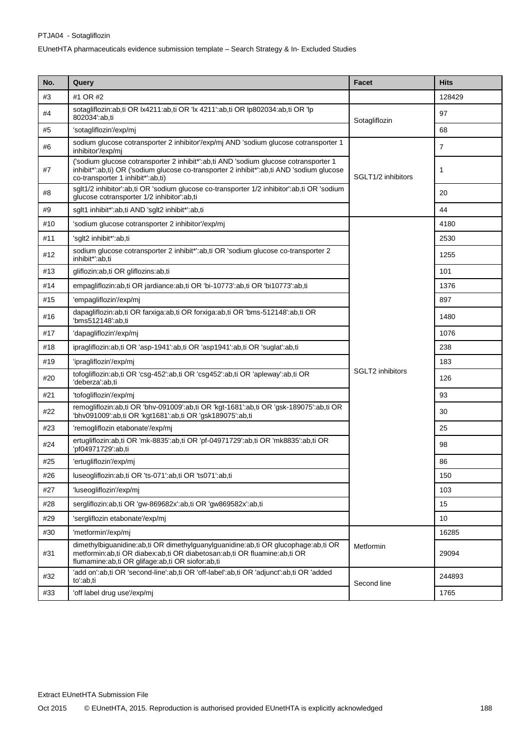| No. | Query | Facet | Hits |
|---|---|---|---|
| #3 | #1 OR #2 | | 128429 |
| #4 | sotagliflozin:ab,ti OR lx4211:ab,ti OR 'lx 4211':ab,ti OR lp802034:ab,ti OR 'lp 802034':ab,ti | Sotagliflozin | 97 |
| #5 | 'sotagliflozin'/exp/mj | | 68 |
| #6 | sodium glucose cotransporter 2 inhibitor'/exp/mj AND 'sodium glucose cotransporter 1 inhibitor'/exp/mj | SGLT1/2 inhibitors | 7 |
| #7 | ('sodium glucose cotransporter 2 inhibit*':ab,ti AND 'sodium glucose cotransporter 1 inhibit*':ab,ti) OR ('sodium glucose co-transporter 2 inhibit*':ab,ti AND 'sodium glucose co-transporter 1 inhibit*':ab,ti) | | 1 |
| #8 | sglt1/2 inhibitor':ab,ti OR 'sodium glucose co-transporter 1/2 inhibitor':ab,ti OR 'sodium glucose cotransporter 1/2 inhibitor':ab,ti | | 20 |
| #9 | sglt1 inhibit*':ab,ti AND 'sglt2 inhibit*':ab,ti | | 44 |
| #10 | 'sodium glucose cotransporter 2 inhibitor'/exp/mj | SGLT2 inhibitors | 4180 |
| #11 | 'sglt2 inhibit*':ab,ti | | 2530 |
| #12 | sodium glucose cotransporter 2 inhibit*':ab,ti OR 'sodium glucose co-transporter 2 inhibit*':ab,ti | | 1255 |
| #13 | gliflozin:ab,ti OR gliflozins:ab,ti | | 101 |
| #14 | empagliflozin:ab,ti OR jardiance:ab,ti OR 'bi-10773':ab,ti OR 'bi10773':ab,ti | | 1376 |
| #15 | 'empagliflozin'/exp/mj | | 897 |
| #16 | dapagliflozin:ab,ti OR farxiga:ab,ti OR forxiga:ab,ti OR 'bms-512148':ab,ti OR 'bms512148':ab,ti | | 1480 |
| #17 | 'dapagliflozin'/exp/mj | | 1076 |
| #18 | ipragliflozin:ab,ti OR 'asp-1941':ab,ti OR 'asp1941':ab,ti OR 'suglat':ab,ti | | 238 |
| #19 | 'ipragliflozin'/exp/mj | | 183 |
| #20 | tofogliflozin:ab,ti OR 'csg-452':ab,ti OR 'csg452':ab,ti OR 'apleway':ab,ti OR 'deberza':ab,ti | | 126 |
| #21 | 'tofogliflozin'/exp/mj | | 93 |
| #22 | remogliflozin:ab,ti OR 'bhv-091009':ab,ti OR 'kgt-1681':ab,ti OR 'gsk-189075':ab,ti OR 'bhv091009':ab,ti OR 'kgt1681':ab,ti OR 'gsk189075':ab,ti | | 30 |
| #23 | 'remogliflozin etabonate'/exp/mj | | 25 |
| #24 | ertugliflozin:ab,ti OR 'mk-8835':ab,ti OR 'pf-04971729':ab,ti OR 'mk8835':ab,ti OR 'pf04971729':ab,ti | | 98 |
| #25 | 'ertugliflozin'/exp/mj | | 86 |
| #26 | luseogliflozin:ab,ti OR 'ts-071':ab,ti OR 'ts071':ab,ti | | 150 |
| #27 | 'luseogliflozin'/exp/mj | | 103 |
| #28 | sergliflozin:ab,ti OR 'gw-869682x':ab,ti OR 'gw869582x':ab,ti | | 15 |
| #29 | 'sergliflozin etabonate'/exp/mj | | 10 |
| #30 | 'metformin'/exp/mj | Metformin | 16285 |
| #31 | dimethylbiguanidine:ab,ti OR dimethylguanylguanidine:ab,ti OR glucophage:ab,ti OR metformin:ab,ti OR diabex:ab,ti OR diabetosan:ab,ti OR fluamine:ab,ti OR flumamine:ab,ti OR glifage:ab,ti OR siofor:ab,ti | | 29094 |
| #32 | 'add on':ab,ti OR 'second-line':ab,ti OR 'off-label':ab,ti OR 'adjunct':ab,ti OR 'added to':ab,ti | Second line | 244893 |
| #33 | 'off label drug use'/exp/mj | | 1765 |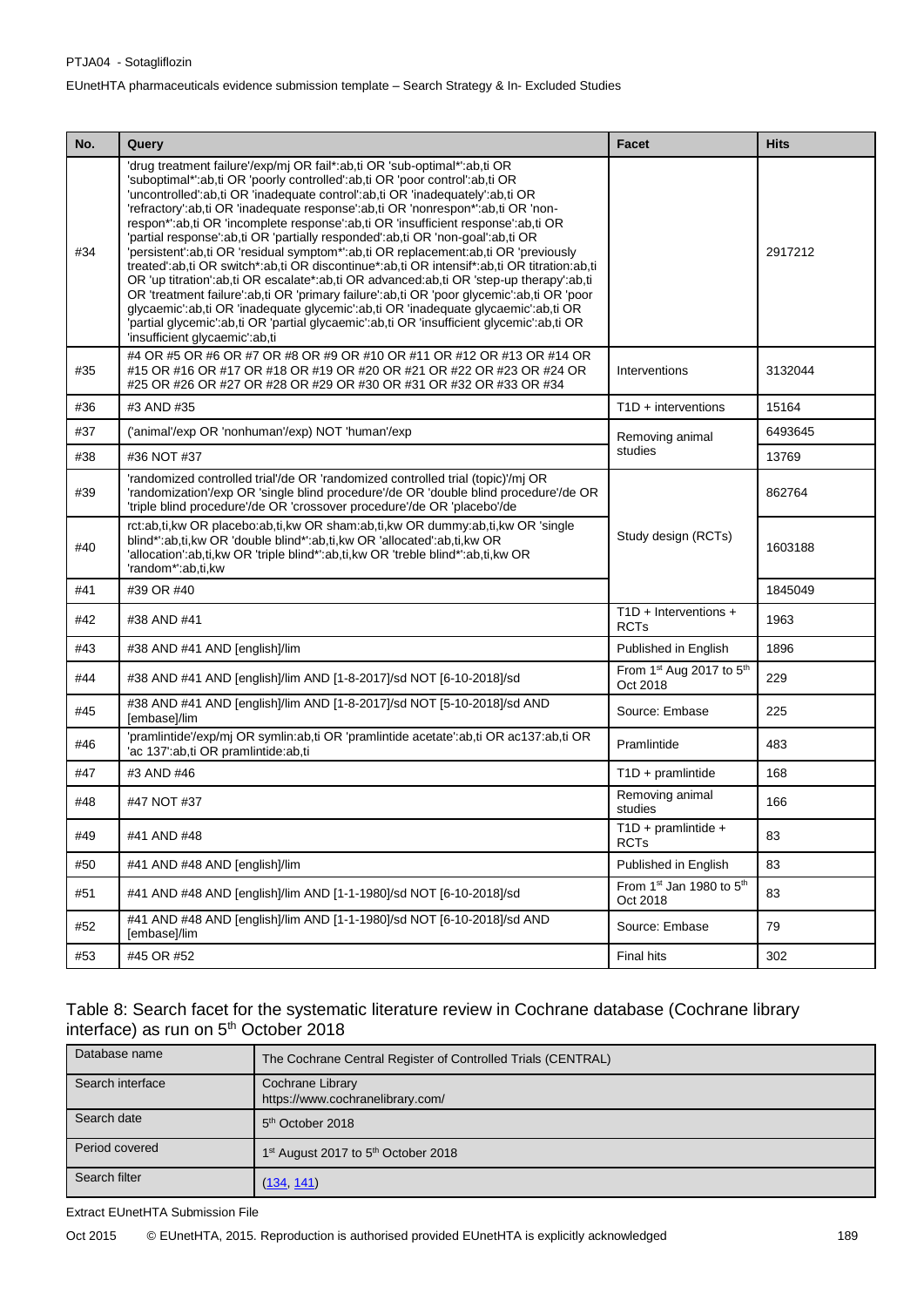| No. | Query | Facet | Hits |
|---|---|---|---|
| #34 | 'drug treatment failure'/exp/mj OR fail*:ab,ti OR 'sub-optimal*':ab,ti OR 'suboptimal*':ab,ti OR 'poorly controlled':ab,ti OR 'poor control':ab,ti OR 'uncontrolled':ab,ti OR 'inadequate control':ab,ti OR 'inadequately':ab,ti OR 'refractory':ab,ti OR 'inadequate response':ab,ti OR 'nonrespon*':ab,ti OR 'non-respon*':ab,ti OR 'incomplete response':ab,ti OR 'insufficient response':ab,ti OR 'partial response':ab,ti OR 'partially responded':ab,ti OR 'non-goal':ab,ti OR 'persistent':ab,ti OR 'residual symptom*':ab,ti OR replacement:ab,ti OR 'previously treated':ab,ti OR switch*:ab,ti OR discontinue*:ab,ti OR intensif*:ab,ti OR titration:ab,ti OR 'up titration':ab,ti OR escalate*:ab,ti OR advanced:ab,ti OR 'step-up therapy':ab,ti OR 'treatment failure':ab,ti OR 'primary failure':ab,ti OR 'poor glycemic':ab,ti OR 'poor glycaemic':ab,ti OR 'inadequate glycemic':ab,ti OR 'inadequate glycaemic':ab,ti OR 'partial glycemic':ab,ti OR 'partial glycaemic':ab,ti OR 'insufficient glycemic':ab,ti OR 'insufficient glycaemic':ab,ti | | 2917212 |
| #35 | #4 OR #5 OR #6 OR #7 OR #8 OR #9 OR #10 OR #11 OR #12 OR #13 OR #14 OR #15 OR #16 OR #17 OR #18 OR #19 OR #20 OR #21 OR #22 OR #23 OR #24 OR #25 OR #26 OR #27 OR #28 OR #29 OR #30 OR #31 OR #32 OR #33 OR #34 | Interventions | 3132044 |
| #36 | #3 AND #35 | T1D + interventions | 15164 |
| #37 | ('animal'/exp OR 'nonhuman'/exp) NOT 'human'/exp | Removing animal studies | 6493645 |
| #38 | #36 NOT #37 | | 13769 |
| #39 | 'randomized controlled trial'/de OR 'randomized controlled trial (topic)'/mj OR 'randomization'/exp OR 'single blind procedure'/de OR 'double blind procedure'/de OR 'triple blind procedure'/de OR 'crossover procedure'/de OR 'placebo'/de | Study design (RCTs) | 862764 |
| #40 | rct:ab,ti,kw OR placebo:ab,ti,kw OR sham:ab,ti,kw OR dummy:ab,ti,kw OR 'single blind*':ab,ti,kw OR 'double blind*':ab,ti,kw OR 'allocated':ab,ti,kw OR 'allocation':ab,ti,kw OR 'triple blind*':ab,ti,kw OR 'treble blind*':ab,ti,kw OR 'random*':ab,ti,kw | | 1603188 |
| #41 | #39 OR #40 | | 1845049 |
| #42 | #38 AND #41 | T1D + Interventions + RCTs | 1963 |
| #43 | #38 AND #41 AND [english]/lim | Published in English | 1896 |
| #44 | #38 AND #41 AND [english]/lim AND [1-8-2017]/sd NOT [6-10-2018]/sd | From 1st Aug 2017 to 5th Oct 2018 | 229 |
| #45 | #38 AND #41 AND [english]/lim AND [1-8-2017]/sd NOT [5-10-2018]/sd AND [embase]/lim | Source: Embase | 225 |
| #46 | 'pramlintide'/exp/mj OR symlin:ab,ti OR 'pramlintide acetate':ab,ti OR ac137:ab,ti OR 'ac 137':ab,ti OR pramlintide:ab,ti | Pramlintide | 483 |
| #47 | #3 AND #46 | T1D + pramlintide | 168 |
| #48 | #47 NOT #37 | Removing animal studies | 166 |
| #49 | #41 AND #48 | T1D + pramlintide + RCTs | 83 |
| #50 | #41 AND #48 AND [english]/lim | Published in English | 83 |
| #51 | #41 AND #48 AND [english]/lim AND [1-1-1980]/sd NOT [6-10-2018]/sd | From 1st Jan 1980 to 5th Oct 2018 | 83 |
| #52 | #41 AND #48 AND [english]/lim AND [1-1-1980]/sd NOT [6-10-2018]/sd AND [embase]/lim | Source: Embase | 79 |
| #53 | #45 OR #52 | Final hits | 302 |

Table 8: Search facet for the systematic literature review in Cochrane database (Cochrane library interface) as run on 5th October 2018

| Database name | The Cochrane Central Register of Controlled Trials (CENTRAL) |
|---|---|
| Search interface | Cochrane Library https://www.cochranelibrary.com/ |
| Search date | 5th October 2018 |
| Period covered | 1st August 2017 to 5th October 2018 |
| Search filter | (134, 141) |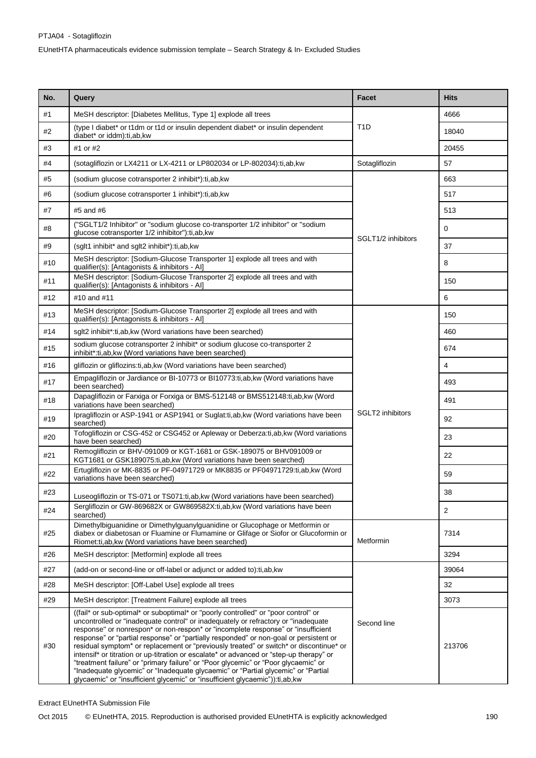| No. | Query | Facet | Hits |
|---|---|---|---|
| #1 | MeSH descriptor: [Diabetes Mellitus, Type 1] explode all trees | T1D | 4666 |
| #2 | (type I diabet* or t1dm or t1d or insulin dependent diabet* or insulin dependent diabet* or iddm):ti,ab,kw | | 18040 |
| #3 | #1 or #2 | | 20455 |
| #4 | (sotagliflozin or LX4211 or LX-4211 or LP802034 or LP-802034):ti,ab,kw | Sotagliflozin | 57 |
| #5 | (sodium glucose cotransporter 2 inhibit*):ti,ab,kw | SGLT1/2 inhibitors | 663 |
| #6 | (sodium glucose cotransporter 1 inhibit*):ti,ab,kw | | 517 |
| #7 | #5 and #6 | | 513 |
| #8 | ("SGLT1/2 Inhibitor" or "sodium glucose co-transporter 1/2 inhibitor" or "sodium glucose cotransporter 1/2 inhibitor"):ti,ab,kw | | 0 |
| #9 | (sglt1 inhibit* and sglt2 inhibit*):ti,ab,kw | | 37 |
| #10 | MeSH descriptor: [Sodium-Glucose Transporter 1] explode all trees and with qualifier(s): [Antagonists & inhibitors - AI] | | 8 |
| #11 | MeSH descriptor: [Sodium-Glucose Transporter 2] explode all trees and with qualifier(s): [Antagonists & inhibitors - AI] | | 150 |
| #12 | #10 and #11 | | 6 |
| #13 | MeSH descriptor: [Sodium-Glucose Transporter 2] explode all trees and with qualifier(s): [Antagonists & inhibitors - AI] | SGLT2 inhibitors | 150 |
| #14 | sglt2 inhibit*:ti,ab,kw (Word variations have been searched) | | 460 |
| #15 | sodium glucose cotransporter 2 inhibit* or sodium glucose co-transporter 2 inhibit*:ti,ab,kw (Word variations have been searched) | | 674 |
| #16 | gliflozin or gliflozins:ti,ab,kw (Word variations have been searched) | | 4 |
| #17 | Empagliflozin or Jardiance or BI-10773 or BI10773:ti,ab,kw (Word variations have been searched) | | 493 |
| #18 | Dapagliflozin or Farxiga or Forxiga or BMS-512148 or BMS512148:ti,ab,kw (Word variations have been searched) | | 491 |
| #19 | Ipragliflozin or ASP-1941 or ASP1941 or Suglat:ti,ab,kw (Word variations have been searched) | | 92 |
| #20 | Tofogliflozin or CSG-452 or CSG452 or Apleway or Deberza:ti,ab,kw (Word variations have been searched) | | 23 |
| #21 | Remogliflozin or BHV-091009 or KGT-1681 or GSK-189075 or BHV091009 or KGT1681 or GSK189075:ti,ab,kw (Word variations have been searched) | | 22 |
| #22 | Ertugliflozin or MK-8835 or PF-04971729 or MK8835 or PF04971729:ti,ab,kw (Word variations have been searched) | | 59 |
| #23 | Luseogliflozin or TS-071 or TS071:ti,ab,kw (Word variations have been searched) | | 38 |
| #24 | Sergliflozin or GW-869682X or GW869582X:ti,ab,kw (Word variations have been searched) | | 2 |
| #25 | Dimethylbiguanidine or Dimethylguanylguanidine or Glucophage or Metformin or diabex or diabetosan or Fluamine or Flumamine or Glifage or Siofor or Glucoformin or Riomet:ti,ab,kw (Word variations have been searched) | Metformin | 7314 |
| #26 | MeSH descriptor: [Metformin] explode all trees | | 3294 |
| #27 | (add-on or second-line or off-label or adjunct or added to):ti,ab,kw | Second line | 39064 |
| #28 | MeSH descriptor: [Off-Label Use] explode all trees | | 32 |
| #29 | MeSH descriptor: [Treatment Failure] explode all trees | | 3073 |
| #30 | ((fail* or sub-optimal* or suboptimal* or "poorly controlled" or "poor control" or uncontrolled or "inadequate control" or inadequately or refractory or "inadequate response" or nonrespon* or non-respon* or "incomplete response" or "insufficient response" or "partial response" or "partially responded" or non-goal or persistent or residual symptom* or replacement or "previously treated" or switch* or discontinue* or intensif* or titration or up-titration or escalate* or advanced or "step-up therapy" or "treatment failure" or "primary failure" or "Poor glycemic" or "Poor glycaemic" or "Inadequate glycemic" or "Inadequate glycaemic" or "Partial glycemic" or "Partial glycaemic" or "insufficient glycemic" or "insufficient glycaemic")):ti,ab,kw | | 213706 |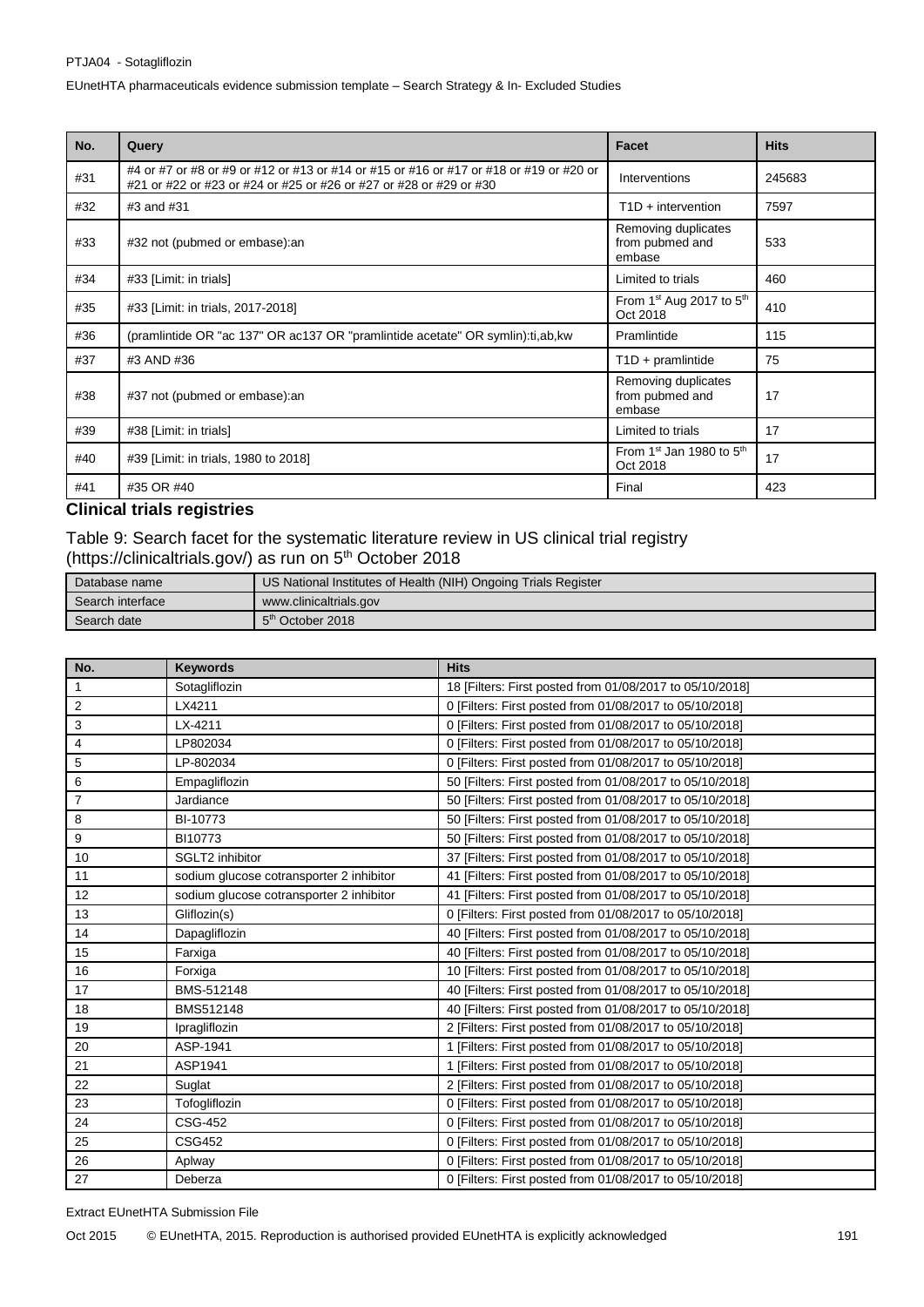| No. | Query | Facet | Hits |
|---|---|---|---|
| #31 | #4 or #7 or #8 or #9 or #12 or #13 or #14 or #15 or #16 or #17 or #18 or #19 or #20 or #21 or #22 or #23 or #24 or #25 or #26 or #27 or #28 or #29 or #30 | Interventions | 245683 |
| #32 | #3 and #31 | T1D + intervention | 7597 |
| #33 | #32 not (pubmed or embase):an | Removing duplicates from pubmed and embase | 533 |
| #34 | #33 [Limit: in trials] | Limited to trials | 460 |
| #35 | #33 [Limit: in trials, 2017-2018] | From 1st Aug 2017 to 5th Oct 2018 | 410 |
| #36 | (pramlintide OR "ac 137" OR ac137 OR "pramlintide acetate" OR symlin):ti,ab,kw | Pramlintide | 115 |
| #37 | #3 AND #36 | T1D + pramlintide | 75 |
| #38 | #37 not (pubmed or embase):an | Removing duplicates from pubmed and embase | 17 |
| #39 | #38 [Limit: in trials] | Limited to trials | 17 |
| #40 | #39 [Limit: in trials, 1980 to 2018] | From 1st Jan 1980 to 5th Oct 2018 | 17 |
| #41 | #35 OR #40 | Final | 423 |

## Clinical trials registries

Table 9: Search facet for the systematic literature review in US clinical trial registry (https://clinicaltrials.gov/) as run on 5th October 2018

| Database name | US National Institutes of Health (NIH) Ongoing Trials Register |
|---|---|
| Search interface | www.clinicaltrials.gov |
| Search date | 5th October 2018 |

| No. | Keywords | Hits |
|---|---|---|
| 1 | Sotagliflozin | 18 [Filters: First posted from 01/08/2017 to 05/10/2018] |
| 2 | LX4211 | 0 [Filters: First posted from 01/08/2017 to 05/10/2018] |
| 3 | LX-4211 | 0 [Filters: First posted from 01/08/2017 to 05/10/2018] |
| 4 | LP802034 | 0 [Filters: First posted from 01/08/2017 to 05/10/2018] |
| 5 | LP-802034 | 0 [Filters: First posted from 01/08/2017 to 05/10/2018] |
| 6 | Empagliflozin | 50 [Filters: First posted from 01/08/2017 to 05/10/2018] |
| 7 | Jardiance | 50 [Filters: First posted from 01/08/2017 to 05/10/2018] |
| 8 | BI-10773 | 50 [Filters: First posted from 01/08/2017 to 05/10/2018] |
| 9 | BI10773 | 50 [Filters: First posted from 01/08/2017 to 05/10/2018] |
| 10 | SGLT2 inhibitor | 37 [Filters: First posted from 01/08/2017 to 05/10/2018] |
| 11 | sodium glucose cotransporter 2 inhibitor | 41 [Filters: First posted from 01/08/2017 to 05/10/2018] |
| 12 | sodium glucose cotransporter 2 inhibitor | 41 [Filters: First posted from 01/08/2017 to 05/10/2018] |
| 13 | Gliflozin(s) | 0 [Filters: First posted from 01/08/2017 to 05/10/2018] |
| 14 | Dapagliflozin | 40 [Filters: First posted from 01/08/2017 to 05/10/2018] |
| 15 | Farxiga | 40 [Filters: First posted from 01/08/2017 to 05/10/2018] |
| 16 | Forxiga | 10 [Filters: First posted from 01/08/2017 to 05/10/2018] |
| 17 | BMS-512148 | 40 [Filters: First posted from 01/08/2017 to 05/10/2018] |
| 18 | BMS512148 | 40 [Filters: First posted from 01/08/2017 to 05/10/2018] |
| 19 | Ipragliflozin | 2 [Filters: First posted from 01/08/2017 to 05/10/2018] |
| 20 | ASP-1941 | 1 [Filters: First posted from 01/08/2017 to 05/10/2018] |
| 21 | ASP1941 | 1 [Filters: First posted from 01/08/2017 to 05/10/2018] |
| 22 | Suglat | 2 [Filters: First posted from 01/08/2017 to 05/10/2018] |
| 23 | Tofogliflozin | 0 [Filters: First posted from 01/08/2017 to 05/10/2018] |
| 24 | CSG-452 | 0 [Filters: First posted from 01/08/2017 to 05/10/2018] |
| 25 | CSG452 | 0 [Filters: First posted from 01/08/2017 to 05/10/2018] |
| 26 | Aplway | 0 [Filters: First posted from 01/08/2017 to 05/10/2018] |
| 27 | Deberza | 0 [Filters: First posted from 01/08/2017 to 05/10/2018] |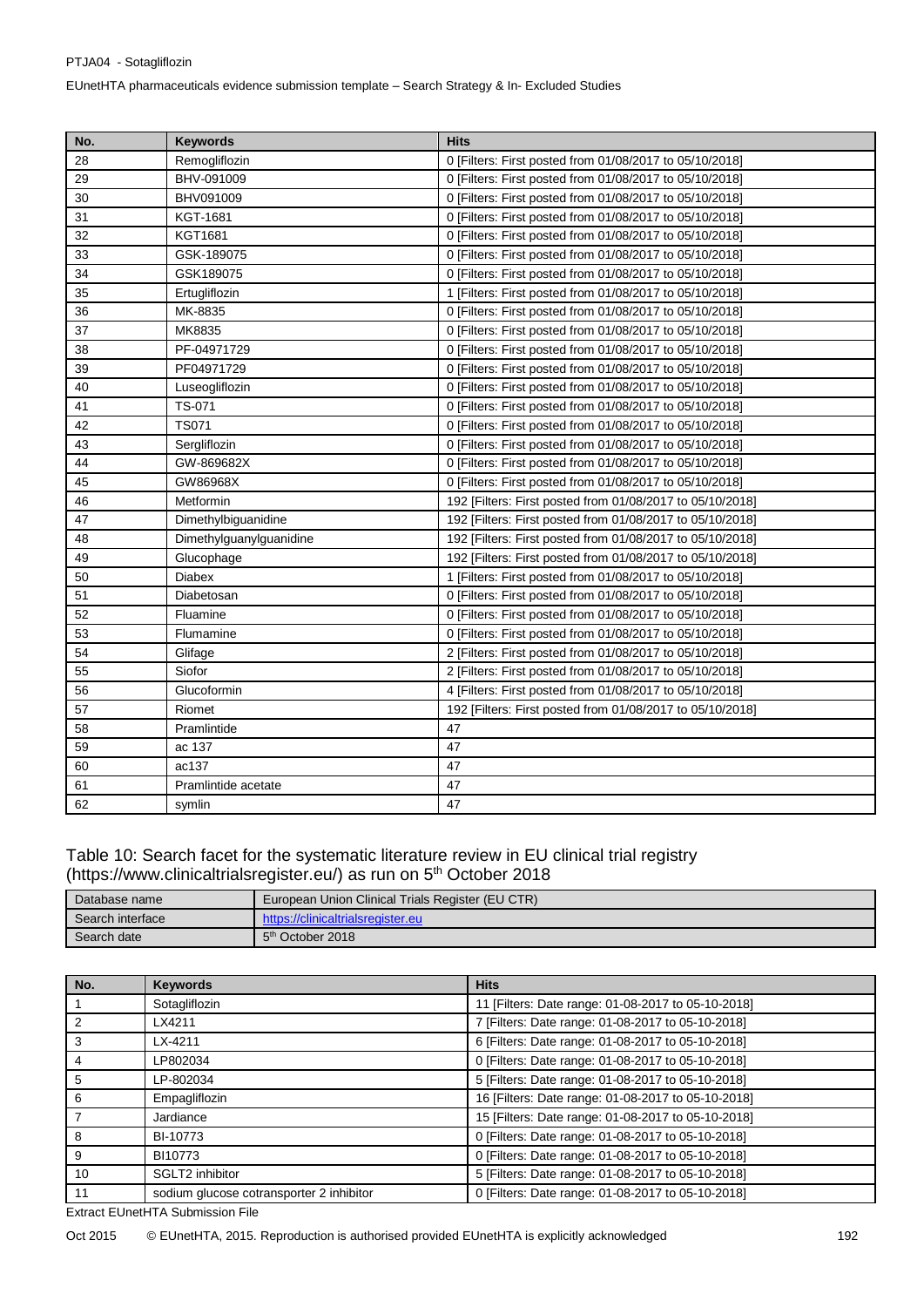| No. | Keywords | Hits |
|---|---|---|
| 28 | Remogliflozin | 0 [Filters: First posted from 01/08/2017 to 05/10/2018] |
| 29 | BHV-091009 | 0 [Filters: First posted from 01/08/2017 to 05/10/2018] |
| 30 | BHV091009 | 0 [Filters: First posted from 01/08/2017 to 05/10/2018] |
| 31 | KGT-1681 | 0 [Filters: First posted from 01/08/2017 to 05/10/2018] |
| 32 | KGT1681 | 0 [Filters: First posted from 01/08/2017 to 05/10/2018] |
| 33 | GSK-189075 | 0 [Filters: First posted from 01/08/2017 to 05/10/2018] |
| 34 | GSK189075 | 0 [Filters: First posted from 01/08/2017 to 05/10/2018] |
| 35 | Ertugliflozin | 1 [Filters: First posted from 01/08/2017 to 05/10/2018] |
| 36 | MK-8835 | 0 [Filters: First posted from 01/08/2017 to 05/10/2018] |
| 37 | MK8835 | 0 [Filters: First posted from 01/08/2017 to 05/10/2018] |
| 38 | PF-04971729 | 0 [Filters: First posted from 01/08/2017 to 05/10/2018] |
| 39 | PF04971729 | 0 [Filters: First posted from 01/08/2017 to 05/10/2018] |
| 40 | Luseogliflozin | 0 [Filters: First posted from 01/08/2017 to 05/10/2018] |
| 41 | TS-071 | 0 [Filters: First posted from 01/08/2017 to 05/10/2018] |
| 42 | TS071 | 0 [Filters: First posted from 01/08/2017 to 05/10/2018] |
| 43 | Sergliflozin | 0 [Filters: First posted from 01/08/2017 to 05/10/2018] |
| 44 | GW-869682X | 0 [Filters: First posted from 01/08/2017 to 05/10/2018] |
| 45 | GW86968X | 0 [Filters: First posted from 01/08/2017 to 05/10/2018] |
| 46 | Metformin | 192 [Filters: First posted from 01/08/2017 to 05/10/2018] |
| 47 | Dimethylbiguanidine | 192 [Filters: First posted from 01/08/2017 to 05/10/2018] |
| 48 | Dimethylguanylguanidine | 192 [Filters: First posted from 01/08/2017 to 05/10/2018] |
| 49 | Glucophage | 192 [Filters: First posted from 01/08/2017 to 05/10/2018] |
| 50 | Diabex | 1 [Filters: First posted from 01/08/2017 to 05/10/2018] |
| 51 | Diabetosan | 0 [Filters: First posted from 01/08/2017 to 05/10/2018] |
| 52 | Fluamine | 0 [Filters: First posted from 01/08/2017 to 05/10/2018] |
| 53 | Flumamine | 0 [Filters: First posted from 01/08/2017 to 05/10/2018] |
| 54 | Glifage | 2 [Filters: First posted from 01/08/2017 to 05/10/2018] |
| 55 | Siofor | 2 [Filters: First posted from 01/08/2017 to 05/10/2018] |
| 56 | Glucoformin | 4 [Filters: First posted from 01/08/2017 to 05/10/2018] |
| 57 | Riomet | 192 [Filters: First posted from 01/08/2017 to 05/10/2018] |
| 58 | Pramlintide | 47 |
| 59 | ac 137 | 47 |
| 60 | ac137 | 47 |
| 61 | Pramlintide acetate | 47 |
| 62 | symlin | 47 |

Table 10: Search facet for the systematic literature review in EU clinical trial registry (https://www.clinicaltrialsregister.eu/) as run on 5th October 2018

| Database name | European Union Clinical Trials Register (EU CTR) |
|---|---|
| Search interface | https://clinicaltrialsregister.eu |
| Search date | 5th October 2018 |

| No. | Keywords | Hits |
|---|---|---|
| 1 | Sotagliflozin | 11 [Filters: Date range: 01-08-2017 to 05-10-2018] |
| 2 | LX4211 | 7 [Filters: Date range: 01-08-2017 to 05-10-2018] |
| 3 | LX-4211 | 6 [Filters: Date range: 01-08-2017 to 05-10-2018] |
| 4 | LP802034 | 0 [Filters: Date range: 01-08-2017 to 05-10-2018] |
| 5 | LP-802034 | 5 [Filters: Date range: 01-08-2017 to 05-10-2018] |
| 6 | Empagliflozin | 16 [Filters: Date range: 01-08-2017 to 05-10-2018] |
| 7 | Jardiance | 15 [Filters: Date range: 01-08-2017 to 05-10-2018] |
| 8 | BI-10773 | 0 [Filters: Date range: 01-08-2017 to 05-10-2018] |
| 9 | BI10773 | 0 [Filters: Date range: 01-08-2017 to 05-10-2018] |
| 10 | SGLT2 inhibitor | 5 [Filters: Date range: 01-08-2017 to 05-10-2018] |
| 11 | sodium glucose cotransporter 2 inhibitor | 0 [Filters: Date range: 01-08-2017 to 05-10-2018] |

Extract EUnetHTA Submission File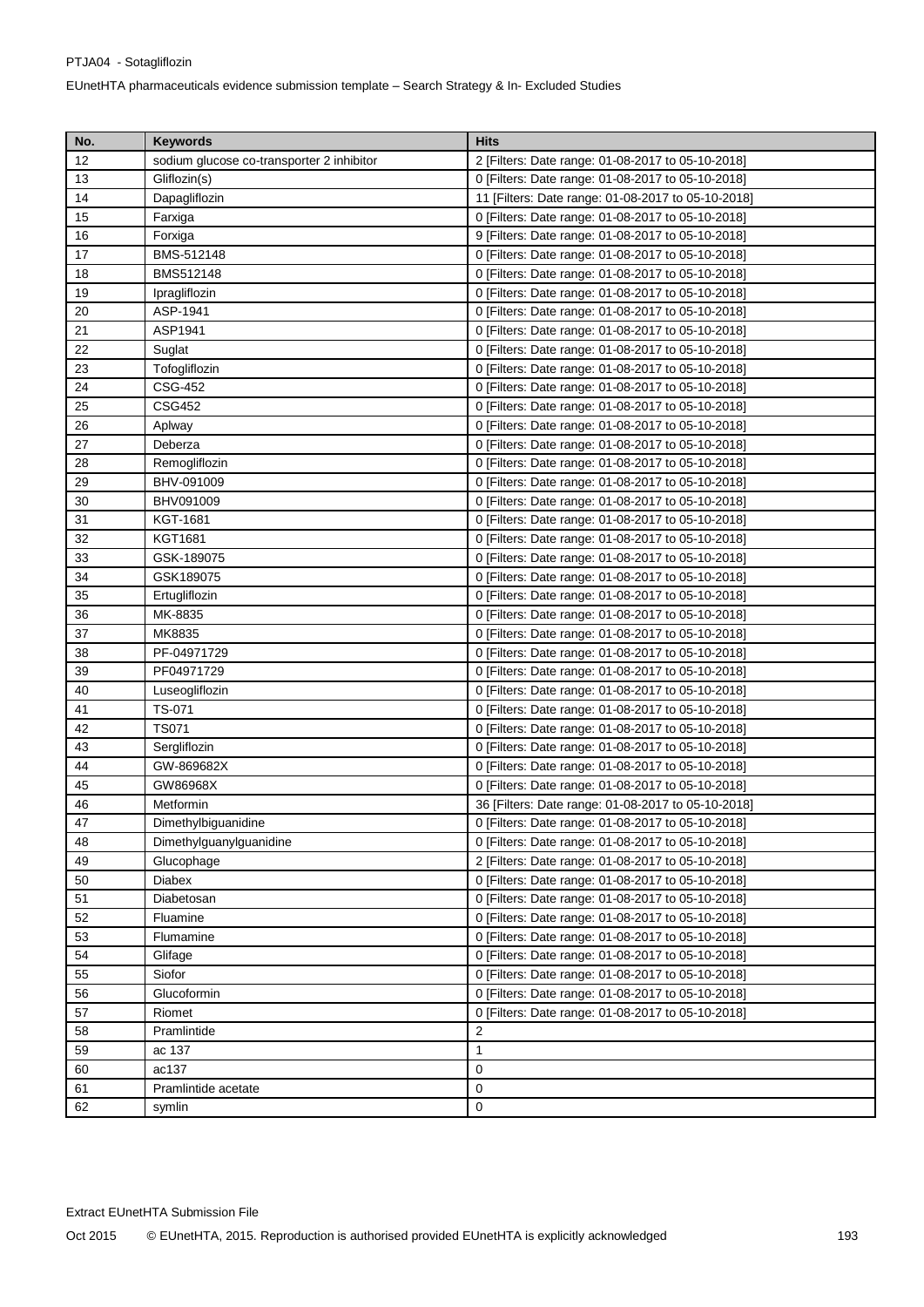| No. | Keywords | Hits |
|---|---|---|
| 12 | sodium glucose co-transporter 2 inhibitor | 2 [Filters: Date range: 01-08-2017 to 05-10-2018] |
| 13 | Gliflozin(s) | 0 [Filters: Date range: 01-08-2017 to 05-10-2018] |
| 14 | Dapagliflozin | 11 [Filters: Date range: 01-08-2017 to 05-10-2018] |
| 15 | Farxiga | 0 [Filters: Date range: 01-08-2017 to 05-10-2018] |
| 16 | Forxiga | 9 [Filters: Date range: 01-08-2017 to 05-10-2018] |
| 17 | BMS-512148 | 0 [Filters: Date range: 01-08-2017 to 05-10-2018] |
| 18 | BMS512148 | 0 [Filters: Date range: 01-08-2017 to 05-10-2018] |
| 19 | Ipragliflozin | 0 [Filters: Date range: 01-08-2017 to 05-10-2018] |
| 20 | ASP-1941 | 0 [Filters: Date range: 01-08-2017 to 05-10-2018] |
| 21 | ASP1941 | 0 [Filters: Date range: 01-08-2017 to 05-10-2018] |
| 22 | Suglat | 0 [Filters: Date range: 01-08-2017 to 05-10-2018] |
| 23 | Tofogliflozin | 0 [Filters: Date range: 01-08-2017 to 05-10-2018] |
| 24 | CSG-452 | 0 [Filters: Date range: 01-08-2017 to 05-10-2018] |
| 25 | CSG452 | 0 [Filters: Date range: 01-08-2017 to 05-10-2018] |
| 26 | Aplway | 0 [Filters: Date range: 01-08-2017 to 05-10-2018] |
| 27 | Deberza | 0 [Filters: Date range: 01-08-2017 to 05-10-2018] |
| 28 | Remogliflozin | 0 [Filters: Date range: 01-08-2017 to 05-10-2018] |
| 29 | BHV-091009 | 0 [Filters: Date range: 01-08-2017 to 05-10-2018] |
| 30 | BHV091009 | 0 [Filters: Date range: 01-08-2017 to 05-10-2018] |
| 31 | KGT-1681 | 0 [Filters: Date range: 01-08-2017 to 05-10-2018] |
| 32 | KGT1681 | 0 [Filters: Date range: 01-08-2017 to 05-10-2018] |
| 33 | GSK-189075 | 0 [Filters: Date range: 01-08-2017 to 05-10-2018] |
| 34 | GSK189075 | 0 [Filters: Date range: 01-08-2017 to 05-10-2018] |
| 35 | Ertugliflozin | 0 [Filters: Date range: 01-08-2017 to 05-10-2018] |
| 36 | MK-8835 | 0 [Filters: Date range: 01-08-2017 to 05-10-2018] |
| 37 | MK8835 | 0 [Filters: Date range: 01-08-2017 to 05-10-2018] |
| 38 | PF-04971729 | 0 [Filters: Date range: 01-08-2017 to 05-10-2018] |
| 39 | PF04971729 | 0 [Filters: Date range: 01-08-2017 to 05-10-2018] |
| 40 | Luseogliflozin | 0 [Filters: Date range: 01-08-2017 to 05-10-2018] |
| 41 | TS-071 | 0 [Filters: Date range: 01-08-2017 to 05-10-2018] |
| 42 | TS071 | 0 [Filters: Date range: 01-08-2017 to 05-10-2018] |
| 43 | Sergliflozin | 0 [Filters: Date range: 01-08-2017 to 05-10-2018] |
| 44 | GW-869682X | 0 [Filters: Date range: 01-08-2017 to 05-10-2018] |
| 45 | GW86968X | 0 [Filters: Date range: 01-08-2017 to 05-10-2018] |
| 46 | Metformin | 36 [Filters: Date range: 01-08-2017 to 05-10-2018] |
| 47 | Dimethylbiguanidine | 0 [Filters: Date range: 01-08-2017 to 05-10-2018] |
| 48 | Dimethylguanylguanidine | 0 [Filters: Date range: 01-08-2017 to 05-10-2018] |
| 49 | Glucophage | 2 [Filters: Date range: 01-08-2017 to 05-10-2018] |
| 50 | Diabex | 0 [Filters: Date range: 01-08-2017 to 05-10-2018] |
| 51 | Diabetosan | 0 [Filters: Date range: 01-08-2017 to 05-10-2018] |
| 52 | Fluamine | 0 [Filters: Date range: 01-08-2017 to 05-10-2018] |
| 53 | Flumamine | 0 [Filters: Date range: 01-08-2017 to 05-10-2018] |
| 54 | Glifage | 0 [Filters: Date range: 01-08-2017 to 05-10-2018] |
| 55 | Siofor | 0 [Filters: Date range: 01-08-2017 to 05-10-2018] |
| 56 | Glucoformin | 0 [Filters: Date range: 01-08-2017 to 05-10-2018] |
| 57 | Riomet | 0 [Filters: Date range: 01-08-2017 to 05-10-2018] |
| 58 | Pramlintide | 2 |
| 59 | ac 137 | 1 |
| 60 | ac137 | 0 |
| 61 | Pramlintide acetate | 0 |
| 62 | symlin | 0 |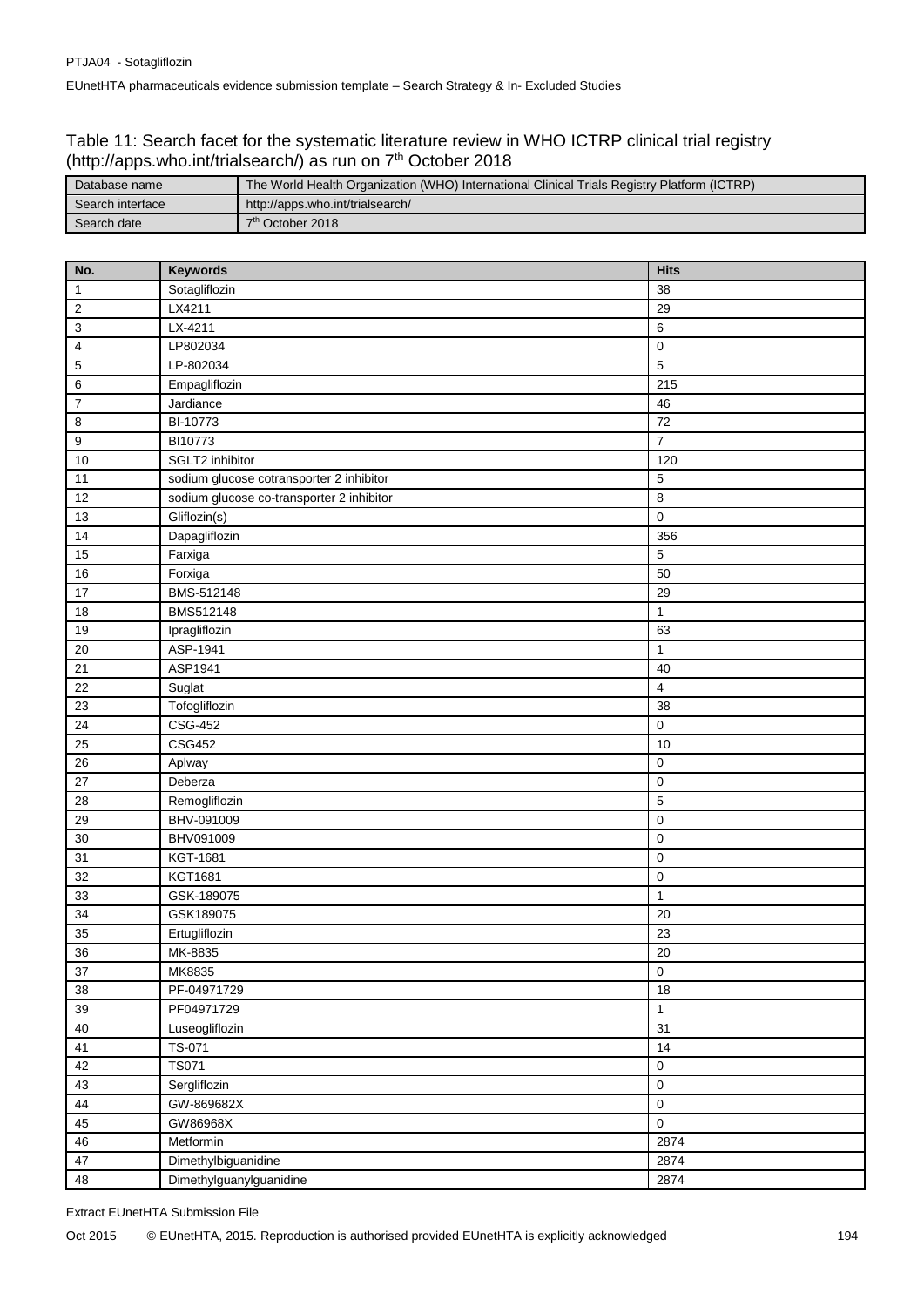Table 11: Search facet for the systematic literature review in WHO ICTRP clinical trial registry (http://apps.who.int/trialsearch/) as run on 7th October 2018

| Database name | The World Health Organization (WHO) International Clinical Trials Registry Platform (ICTRP) |
|---|---|
| Search interface | http://apps.who.int/trialsearch/ |
| Search date | 7th October 2018 |

| No. | Keywords | Hits |
|---|---|---|
| 1 | Sotagliflozin | 38 |
| 2 | LX4211 | 29 |
| 3 | LX-4211 | 6 |
| 4 | LP802034 | 0 |
| 5 | LP-802034 | 5 |
| 6 | Empagliflozin | 215 |
| 7 | Jardiance | 46 |
| 8 | BI-10773 | 72 |
| 9 | BI10773 | 7 |
| 10 | SGLT2 inhibitor | 120 |
| 11 | sodium glucose cotransporter 2 inhibitor | 5 |
| 12 | sodium glucose co-transporter 2 inhibitor | 8 |
| 13 | Gliflozin(s) | 0 |
| 14 | Dapagliflozin | 356 |
| 15 | Farxiga | 5 |
| 16 | Forxiga | 50 |
| 17 | BMS-512148 | 29 |
| 18 | BMS512148 | 1 |
| 19 | Ipragliflozin | 63 |
| 20 | ASP-1941 | 1 |
| 21 | ASP1941 | 40 |
| 22 | Suglat | 4 |
| 23 | Tofogliflozin | 38 |
| 24 | CSG-452 | 0 |
| 25 | CSG452 | 10 |
| 26 | Aplway | 0 |
| 27 | Deberza | 0 |
| 28 | Remogliflozin | 5 |
| 29 | BHV-091009 | 0 |
| 30 | BHV091009 | 0 |
| 31 | KGT-1681 | 0 |
| 32 | KGT1681 | 0 |
| 33 | GSK-189075 | 1 |
| 34 | GSK189075 | 20 |
| 35 | Ertugliflozin | 23 |
| 36 | MK-8835 | 20 |
| 37 | MK8835 | 0 |
| 38 | PF-04971729 | 18 |
| 39 | PF04971729 | 1 |
| 40 | Luseogliflozin | 31 |
| 41 | TS-071 | 14 |
| 42 | TS071 | 0 |
| 43 | Sergliflozin | 0 |
| 44 | GW-869682X | 0 |
| 45 | GW86968X | 0 |
| 46 | Metformin | 2874 |
| 47 | Dimethylbiguanidine | 2874 |
| 48 | Dimethylguanylguanidine | 2874 |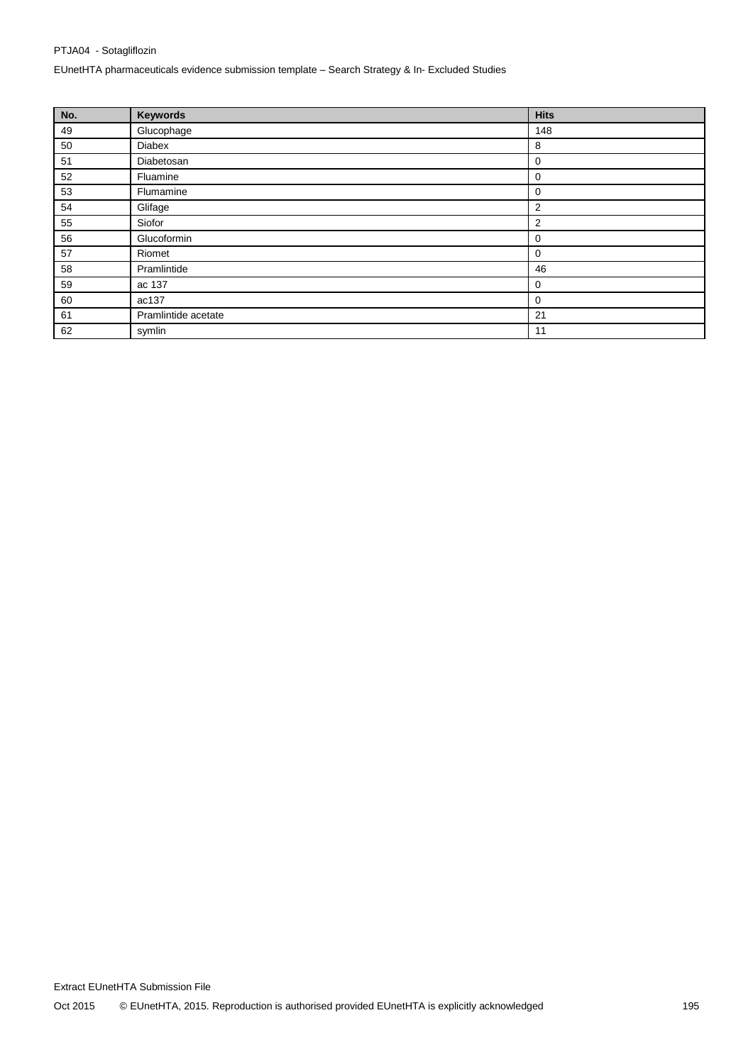| No. | Keywords | Hits |
|---|---|---|
| 49 | Glucophage | 148 |
| 50 | Diabex | 8 |
| 51 | Diabetosan | 0 |
| 52 | Fluamine | 0 |
| 53 | Flumamine | 0 |
| 54 | Glifage | 2 |
| 55 | Siofor | 2 |
| 56 | Glucoformin | 0 |
| 57 | Riomet | 0 |
| 58 | Pramlintide | 46 |
| 59 | ac 137 | 0 |
| 60 | ac137 | 0 |
| 61 | Pramlintide acetate | 21 |
| 62 | symlin | 11 |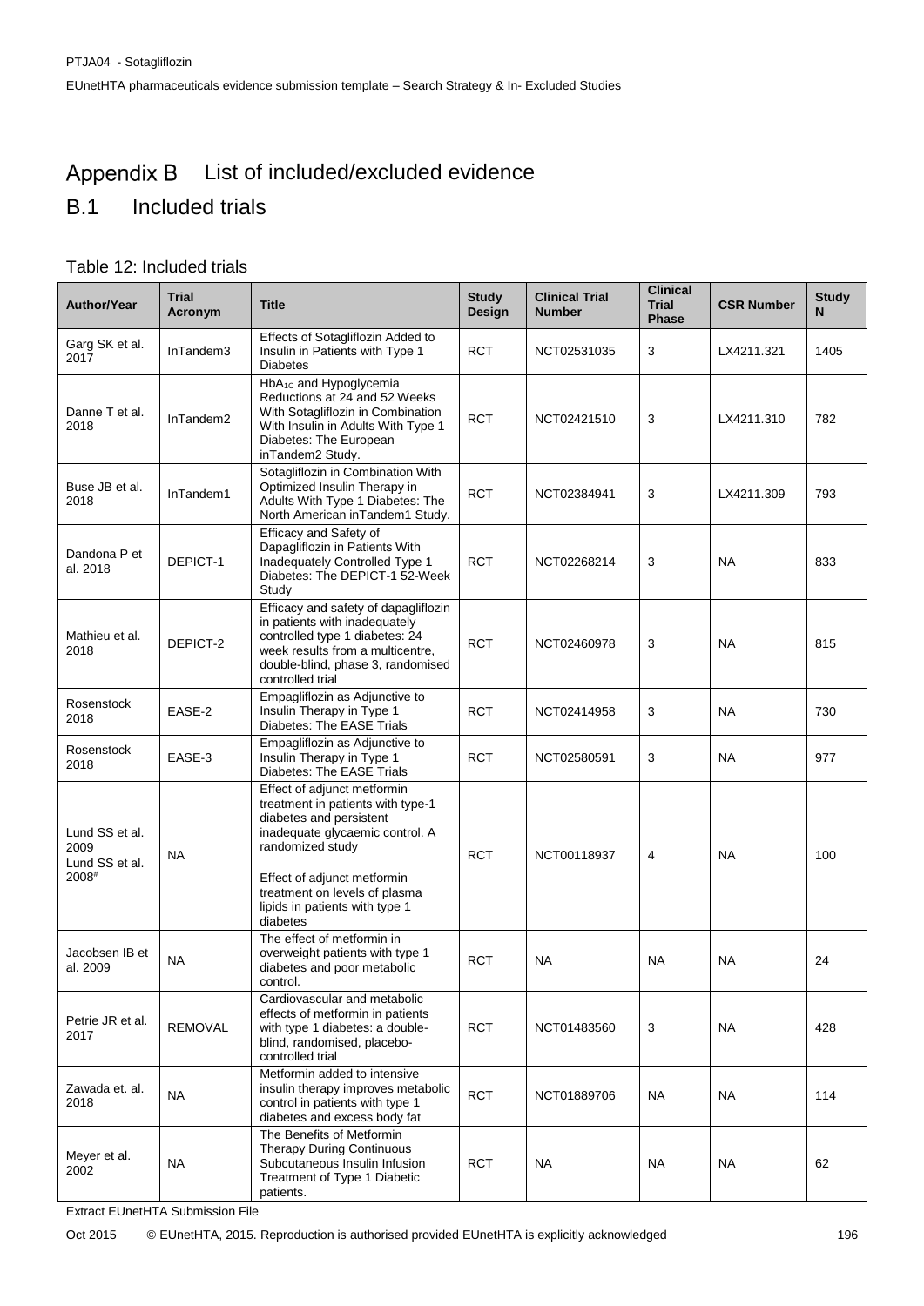# Appendix B List of included/excluded evidence

## B.1 Included trials

Table 12: Included trials

| Author/Year | Trial Acronym | Title | Study Design | Clinical Trial Number | Clinical Trial Phase | CSR Number | Study N |
|---|---|---|---|---|---|---|---|
| Garg SK et al. 2017 | InTandem3 | Effects of Sotagliflozin Added to Insulin in Patients with Type 1 Diabetes | RCT | NCT02531035 | 3 | LX4211.321 | 1405 |
| Danne T et al. 2018 | InTandem2 | $HbA_{1C}$ and Hypoglycemia Reductions at 24 and 52 Weeks With Sotagliflozin in Combination With Insulin in Adults With Type 1 Diabetes: The European inTandem2 Study. | RCT | NCT02421510 | 3 | LX4211.310 | 782 |
| Buse JB et al. 2018 | InTandem1 | Sotagliflozin in Combination With Optimized Insulin Therapy in Adults With Type 1 Diabetes: The North American inTandem1 Study. | RCT | NCT02384941 | 3 | LX4211.309 | 793 |
| Dandona P et al. 2018 | DEPICT-1 | Efficacy and Safety of Dapagliflozin in Patients With Inadequately Controlled Type 1 Diabetes: The DEPICT-1 52-Week Study | RCT | NCT02268214 | 3 | NA | 833 |
| Mathieu et al. 2018 | DEPICT-2 | Efficacy and safety of dapagliflozin in patients with inadequately controlled type 1 diabetes: 24 week results from a multicentre, double-blind, phase 3, randomised controlled trial | RCT | NCT02460978 | 3 | NA | 815 |
| Rosenstock 2018 | EASE-2 | Empagliflozin as Adjunctive to Insulin Therapy in Type 1 Diabetes: The EASE Trials | RCT | NCT02414958 | 3 | NA | 730 |
| Rosenstock 2018 | EASE-3 | Empagliflozin as Adjunctive to Insulin Therapy in Type 1 Diabetes: The EASE Trials | RCT | NCT02580591 | 3 | NA | 977 |
| Lund SS et al. 2009<br>Lund SS et al. 2008[#] | NA | Effect of adjunct metformin treatment in patients with type-1 diabetes and persistent inadequate glycaemic control. A randomized study<br><br>Effect of adjunct metformin treatment on levels of plasma lipids in patients with type 1 diabetes | RCT | NCT00118937 | 4 | NA | 100 |
| Jacobsen IB et al. 2009 | NA | The effect of metformin in overweight patients with type 1 diabetes and poor metabolic control. | RCT | NA | NA | NA | 24 |
| Petrie JR et al. 2017 | REMOVAL | Cardiovascular and metabolic effects of metformin in patients with type 1 diabetes: a double-blind, randomised, placebo-controlled trial | RCT | NCT01483560 | 3 | NA | 428 |
| Zawada et. al. 2018 | NA | Metformin added to intensive insulin therapy improves metabolic control in patients with type 1 diabetes and excess body fat | RCT | NCT01889706 | NA | NA | 114 |
| Meyer et al. 2002 | NA | The Benefits of Metformin Therapy During Continuous Subcutaneous Insulin Infusion Treatment of Type 1 Diabetic patients. | RCT | NA | NA | NA | 62 |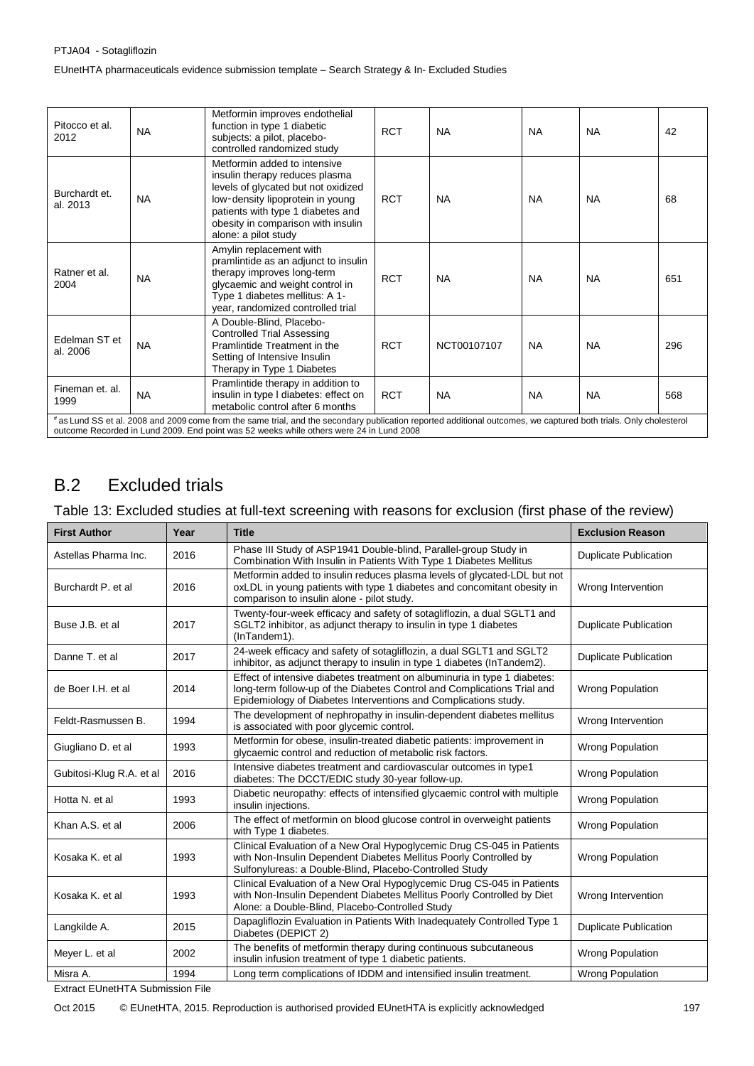| | | | | | | | |
|---|---|---|---|---|---|---|---|
| Pitocco et al. 2012 | NA | Metformin improves endothelial function in type 1 diabetic subjects: a pilot, placebo-controlled randomized study | RCT | NA | NA | NA | 42 |
| Burchardt et. al. 2013 | NA | Metformin added to intensive insulin therapy reduces plasma levels of glycated but not oxidized low-density lipoprotein in young patients with type 1 diabetes and obesity in comparison with insulin alone: a pilot study | RCT | NA | NA | NA | 68 |
| Ratner et al. 2004 | NA | Amylin replacement with pramlintide as an adjunct to insulin therapy improves long-term glycaemic and weight control in Type 1 diabetes mellitus: A 1-year, randomized controlled trial | RCT | NA | NA | NA | 651 |
| Edelman ST et al. 2006 | NA | A Double-Blind, Placebo-Controlled Trial Assessing Pramlintide Treatment in the Setting of Intensive Insulin Therapy in Type 1 Diabetes | RCT | NCT00107107 | NA | NA | 296 |
| Fineman et. al. 1999 | NA | Pramlintide therapy in addition to insulin in type I diabetes: effect on metabolic control after 6 months | RCT | NA | NA | NA | 568 |

[#] as Lund SS et al. 2008 and 2009 come from the same trial, and the secondary publication reported additional outcomes, we captured both trials. Only cholesterol outcome Recorded in Lund 2009. End point was 52 weeks while others were 24 in Lund 2008

## B.2 Excluded trials

Table 13: Excluded studies at full-text screening with reasons for exclusion (first phase of the review)

| First Author | Year | Title | Exclusion Reason |
|---|---|---|---|
| Astellas Pharma Inc. | 2016 | Phase III Study of ASP1941 Double-blind, Parallel-group Study in Combination With Insulin in Patients With Type 1 Diabetes Mellitus | Duplicate Publication |
| Burchardt P. et al | 2016 | Metformin added to insulin reduces plasma levels of glycated-LDL but not oxLDL in young patients with type 1 diabetes and concomitant obesity in comparison to insulin alone - pilot study. | Wrong Intervention |
| Buse J.B. et al | 2017 | Twenty-four-week efficacy and safety of sotagliflozin, a dual SGLT1 and SGLT2 inhibitor, as adjunct therapy to insulin in type 1 diabetes (InTandem1). | Duplicate Publication |
| Danne T. et al | 2017 | 24-week efficacy and safety of sotagliflozin, a dual SGLT1 and SGLT2 inhibitor, as adjunct therapy to insulin in type 1 diabetes (InTandem2). | Duplicate Publication |
| de Boer I.H. et al | 2014 | Effect of intensive diabetes treatment on albuminuria in type 1 diabetes: long-term follow-up of the Diabetes Control and Complications Trial and Epidemiology of Diabetes Interventions and Complications study. | Wrong Population |
| Feldt-Rasmussen B. | 1994 | The development of nephropathy in insulin-dependent diabetes mellitus is associated with poor glycemic control. | Wrong Intervention |
| Giugliano D. et al | 1993 | Metformin for obese, insulin-treated diabetic patients: improvement in glycaemic control and reduction of metabolic risk factors. | Wrong Population |
| Gubitosi-Klug R.A. et al | 2016 | Intensive diabetes treatment and cardiovascular outcomes in type1 diabetes: The DCCT/EDIC study 30-year follow-up. | Wrong Population |
| Hotta N. et al | 1993 | Diabetic neuropathy: effects of intensified glycaemic control with multiple insulin injections. | Wrong Population |
| Khan A.S. et al | 2006 | The effect of metformin on blood glucose control in overweight patients with Type 1 diabetes. | Wrong Population |
| Kosaka K. et al | 1993 | Clinical Evaluation of a New Oral Hypoglycemic Drug CS-045 in Patients with Non-Insulin Dependent Diabetes Mellitus Poorly Controlled by Sulfonylureas: a Double-Blind, Placebo-Controlled Study | Wrong Population |
| Kosaka K. et al | 1993 | Clinical Evaluation of a New Oral Hypoglycemic Drug CS-045 in Patients with Non-Insulin Dependent Diabetes Mellitus Poorly Controlled by Diet Alone: a Double-Blind, Placebo-Controlled Study | Wrong Intervention |
| Langkilde A. | 2015 | Dapagliflozin Evaluation in Patients With Inadequately Controlled Type 1 Diabetes (DEPICT 2) | Duplicate Publication |
| Meyer L. et al | 2002 | The benefits of metformin therapy during continuous subcutaneous insulin infusion treatment of type 1 diabetic patients. | Wrong Population |
| Misra A. | 1994 | Long term complications of IDDM and intensified insulin treatment. | Wrong Population |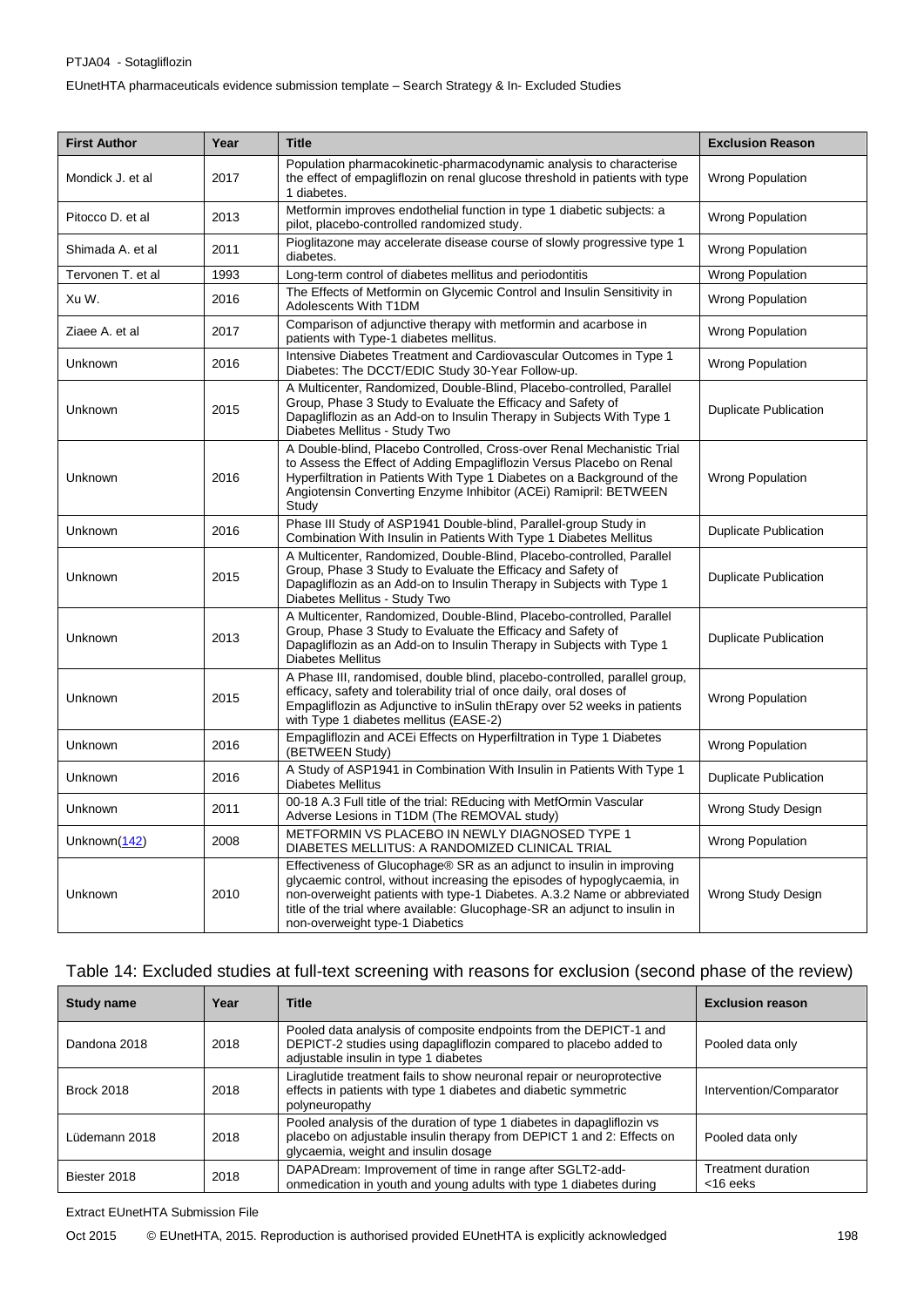| First Author | Year | Title | Exclusion Reason |
|---|---|---|---|
| Mondick J. et al | 2017 | Population pharmacokinetic-pharmacodynamic analysis to characterise the effect of empagliflozin on renal glucose threshold in patients with type 1 diabetes. | Wrong Population |
| Pitocco D. et al | 2013 | Metformin improves endothelial function in type 1 diabetic subjects: a pilot, placebo-controlled randomized study. | Wrong Population |
| Shimada A. et al | 2011 | Pioglitazone may accelerate disease course of slowly progressive type 1 diabetes. | Wrong Population |
| Tervonen T. et al | 1993 | Long-term control of diabetes mellitus and periodontitis | Wrong Population |
| Xu W. | 2016 | The Effects of Metformin on Glycemic Control and Insulin Sensitivity in Adolescents With T1DM | Wrong Population |
| Ziaee A. et al | 2017 | Comparison of adjunctive therapy with metformin and acarbose in patients with Type-1 diabetes mellitus. | Wrong Population |
| Unknown | 2016 | Intensive Diabetes Treatment and Cardiovascular Outcomes in Type 1 Diabetes: The DCCT/EDIC Study 30-Year Follow-up. | Wrong Population |
| Unknown | 2015 | A Multicenter, Randomized, Double-Blind, Placebo-controlled, Parallel Group, Phase 3 Study to Evaluate the Efficacy and Safety of Dapagliflozin as an Add-on to Insulin Therapy in Subjects With Type 1 Diabetes Mellitus - Study Two | Duplicate Publication |
| Unknown | 2016 | A Double-blind, Placebo Controlled, Cross-over Renal Mechanistic Trial to Assess the Effect of Adding Empagliflozin Versus Placebo on Renal Hyperfiltration in Patients With Type 1 Diabetes on a Background of the Angiotensin Converting Enzyme Inhibitor (ACEi) Ramipril: BETWEEN Study | Wrong Population |
| Unknown | 2016 | Phase III Study of ASP1941 Double-blind, Parallel-group Study in Combination With Insulin in Patients With Type 1 Diabetes Mellitus | Duplicate Publication |
| Unknown | 2015 | A Multicenter, Randomized, Double-Blind, Placebo-controlled, Parallel Group, Phase 3 Study to Evaluate the Efficacy and Safety of Dapagliflozin as an Add-on to Insulin Therapy in Subjects with Type 1 Diabetes Mellitus - Study Two | Duplicate Publication |
| Unknown | 2013 | A Multicenter, Randomized, Double-Blind, Placebo-controlled, Parallel Group, Phase 3 Study to Evaluate the Efficacy and Safety of Dapagliflozin as an Add-on to Insulin Therapy in Subjects with Type 1 Diabetes Mellitus | Duplicate Publication |
| Unknown | 2015 | A Phase III, randomised, double blind, placebo-controlled, parallel group, efficacy, safety and tolerability trial of once daily, oral doses of Empagliflozin as Adjunctive to inSulin thErapy over 52 weeks in patients with Type 1 diabetes mellitus (EASE-2) | Wrong Population |
| Unknown | 2016 | Empagliflozin and ACEi Effects on Hyperfiltration in Type 1 Diabetes (BETWEEN Study) | Wrong Population |
| Unknown | 2016 | A Study of ASP1941 in Combination With Insulin in Patients With Type 1 Diabetes Mellitus | Duplicate Publication |
| Unknown | 2011 | 00-18 A.3 Full title of the trial: REducing with MetfOrmin Vascular Adverse Lesions in T1DM (The REMOVAL study) | Wrong Study Design |
| Unknown(142) | 2008 | METFORMIN VS PLACEBO IN NEWLY DIAGNOSED TYPE 1 DIABETES MELLITUS: A RANDOMIZED CLINICAL TRIAL | Wrong Population |
| Unknown | 2010 | Effectiveness of Glucophage® SR as an adjunct to insulin in improving glycaemic control, without increasing the episodes of hypoglycaemia, in non-overweight patients with type-1 Diabetes. A.3.2 Name or abbreviated title of the trial where available: Glucophage-SR an adjunct to insulin in non-overweight type-1 Diabetics | Wrong Study Design |

## Table 14: Excluded studies at full-text screening with reasons for exclusion (second phase of the review)

| Study name | Year | Title | Exclusion reason |
|---|---|---|---|
| Dandona 2018 | 2018 | Pooled data analysis of composite endpoints from the DEPICT-1 and DEPICT-2 studies using dapagliflozin compared to placebo added to adjustable insulin in type 1 diabetes | Pooled data only |
| Brock 2018 | 2018 | Liraglutide treatment fails to show neuronal repair or neuroprotective effects in patients with type 1 diabetes and diabetic symmetric polyneuropathy | Intervention/Comparator |
| Lüdemann 2018 | 2018 | Pooled analysis of the duration of type 1 diabetes in dapagliflozin vs placebo on adjustable insulin therapy from DEPICT 1 and 2: Effects on glycaemia, weight and insulin dosage | Pooled data only |
| Biester 2018 | 2018 | DAPADream: Improvement of time in range after SGLT2-add-onmedication in youth and young adults with type 1 diabetes during | Treatment duration <16 eeks |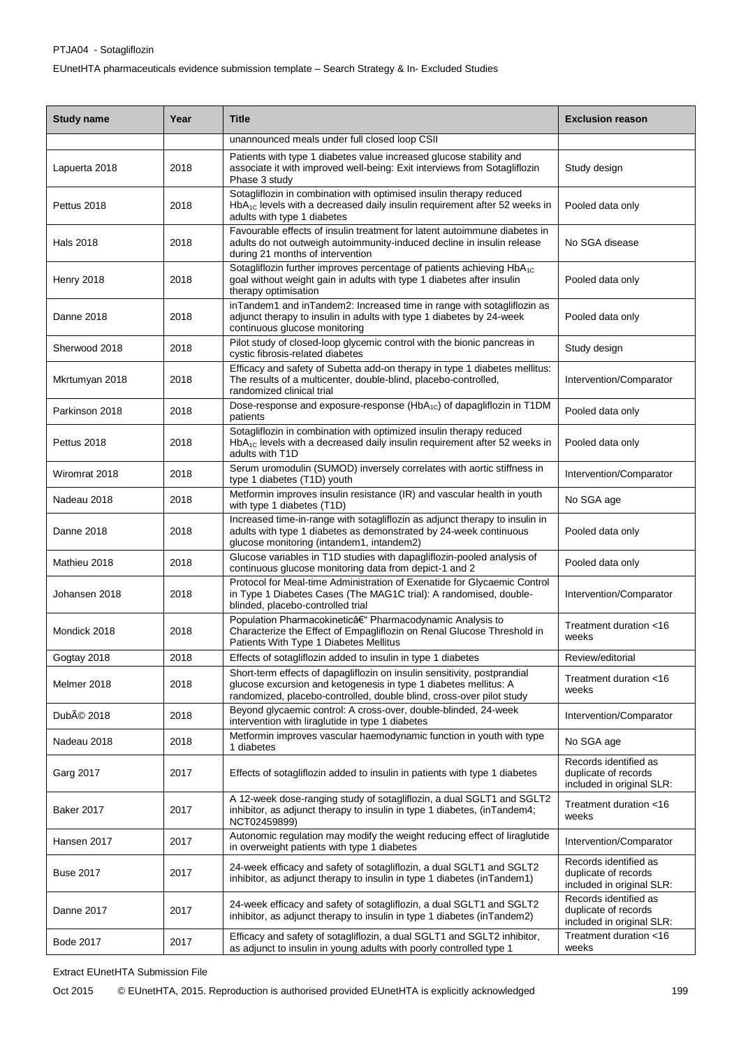| Study name | Year | Title | Exclusion reason |
|---|---|---|---|
| | | unannounced meals under full closed loop CSII | |
| Lapuerta 2018 | 2018 | Patients with type 1 diabetes value increased glucose stability and associate it with improved well-being: Exit interviews from Sotagliflozin Phase 3 study | Study design |
| Pettus 2018 | 2018 | Sotagliflozin in combination with optimised insulin therapy reduced $HbA_{1C}$ levels with a decreased daily insulin requirement after 52 weeks in adults with type 1 diabetes | Pooled data only |
| Hals 2018 | 2018 | Favourable effects of insulin treatment for latent autoimmune diabetes in adults do not outweigh autoimmunity-induced decline in insulin release during 21 months of intervention | No SGA disease |
| Henry 2018 | 2018 | Sotagliflozin further improves percentage of patients achieving $HbA_{1C}$ goal without weight gain in adults with type 1 diabetes after insulin therapy optimisation | Pooled data only |
| Danne 2018 | 2018 | inTandem1 and inTandem2: Increased time in range with sotagliflozin as adjunct therapy to insulin in adults with type 1 diabetes by 24-week continuous glucose monitoring | Pooled data only |
| Sherwood 2018 | 2018 | Pilot study of closed-loop glycemic control with the bionic pancreas in cystic fibrosis-related diabetes | Study design |
| Mkrtumyan 2018 | 2018 | Efficacy and safety of Subetta add-on therapy in type 1 diabetes mellitus: The results of a multicenter, double-blind, placebo-controlled, randomized clinical trial | Intervention/Comparator |
| Parkinson 2018 | 2018 | Dose-response and exposure-response ($HbA_{1C}$) of dapagliflozin in T1DM patients | Pooled data only |
| Pettus 2018 | 2018 | Sotagliflozin in combination with optimized insulin therapy reduced $HbA_{1C}$ levels with a decreased daily insulin requirement after 52 weeks in adults with T1D | Pooled data only |
| Wiromrat 2018 | 2018 | Serum uromodulin (SUMOD) inversely correlates with aortic stiffness in type 1 diabetes (T1D) youth | Intervention/Comparator |
| Nadeau 2018 | 2018 | Metformin improves insulin resistance (IR) and vascular health in youth with type 1 diabetes (T1D) | No SGA age |
| Danne 2018 | 2018 | Increased time-in-range with sotagliflozin as adjunct therapy to insulin in adults with type 1 diabetes as demonstrated by 24-week continuous glucose monitoring (intandem1, intandem2) | Pooled data only |
| Mathieu 2018 | 2018 | Glucose variables in T1D studies with dapagliflozin-pooled analysis of continuous glucose monitoring data from depict-1 and 2 | Pooled data only |
| Johansen 2018 | 2018 | Protocol for Meal-time Administration of Exenatide for Glycaemic Control in Type 1 Diabetes Cases (The MAG1C trial): A randomised, double-blinded, placebo-controlled trial | Intervention/Comparator |
| Mondick 2018 | 2018 | Population Pharmacokineticâ€" Pharmacodynamic Analysis to Characterize the Effect of Empagliflozin on Renal Glucose Threshold in Patients With Type 1 Diabetes Mellitus | Treatment duration <16 weeks |
| Gogtay 2018 | 2018 | Effects of sotagliflozin added to insulin in type 1 diabetes | Review/editorial |
| Melmer 2018 | 2018 | Short-term effects of dapagliflozin on insulin sensitivity, postprandial glucose excursion and ketogenesis in type 1 diabetes mellitus: A randomized, placebo-controlled, double blind, cross-over pilot study | Treatment duration <16 weeks |
| DubÃ© 2018 | 2018 | Beyond glycaemic control: A cross-over, double-blinded, 24-week intervention with liraglutide in type 1 diabetes | Intervention/Comparator |
| Nadeau 2018 | 2018 | Metformin improves vascular haemodynamic function in youth with type 1 diabetes | No SGA age |
| Garg 2017 | 2017 | Effects of sotagliflozin added to insulin in patients with type 1 diabetes | Records identified as duplicate of records included in original SLR: |
| Baker 2017 | 2017 | A 12-week dose-ranging study of sotagliflozin, a dual SGLT1 and SGLT2 inhibitor, as adjunct therapy to insulin in type 1 diabetes, (inTandem4; NCT02459899) | Treatment duration <16 weeks |
| Hansen 2017 | 2017 | Autonomic regulation may modify the weight reducing effect of liraglutide in overweight patients with type 1 diabetes | Intervention/Comparator |
| Buse 2017 | 2017 | 24-week efficacy and safety of sotagliflozin, a dual SGLT1 and SGLT2 inhibitor, as adjunct therapy to insulin in type 1 diabetes (inTandem1) | Records identified as duplicate of records included in original SLR: |
| Danne 2017 | 2017 | 24-week efficacy and safety of sotagliflozin, a dual SGLT1 and SGLT2 inhibitor, as adjunct therapy to insulin in type 1 diabetes (inTandem2) | Records identified as duplicate of records included in original SLR: |
| Bode 2017 | 2017 | Efficacy and safety of sotagliflozin, a dual SGLT1 and SGLT2 inhibitor, as adjunct to insulin in young adults with poorly controlled type 1 | Treatment duration <16 weeks |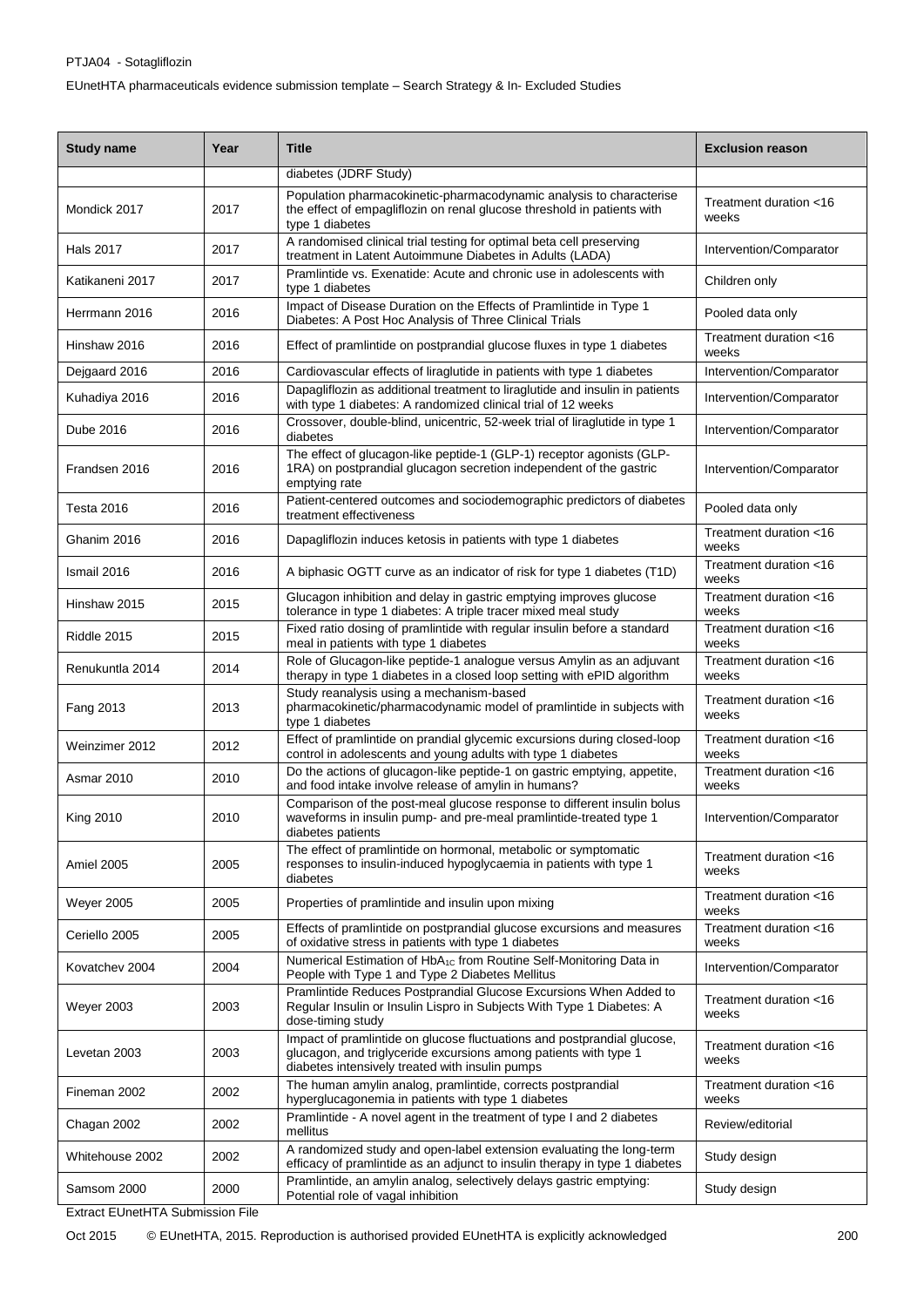| Study name | Year | Title | Exclusion reason |
|---|---|---|---|
| | | diabetes (JDRF Study) | |
| Mondick 2017 | 2017 | Population pharmacokinetic-pharmacodynamic analysis to characterise the effect of empagliflozin on renal glucose threshold in patients with type 1 diabetes | Treatment duration <16 weeks |
| Hals 2017 | 2017 | A randomised clinical trial testing for optimal beta cell preserving treatment in Latent Autoimmune Diabetes in Adults (LADA) | Intervention/Comparator |
| Katikaneni 2017 | 2017 | Pramlintide vs. Exenatide: Acute and chronic use in adolescents with type 1 diabetes | Children only |
| Herrmann 2016 | 2016 | Impact of Disease Duration on the Effects of Pramlintide in Type 1 Diabetes: A Post Hoc Analysis of Three Clinical Trials | Pooled data only |
| Hinshaw 2016 | 2016 | Effect of pramlintide on postprandial glucose fluxes in type 1 diabetes | Treatment duration <16 weeks |
| Dejgaard 2016 | 2016 | Cardiovascular effects of liraglutide in patients with type 1 diabetes | Intervention/Comparator |
| Kuhadiya 2016 | 2016 | Dapagliflozin as additional treatment to liraglutide and insulin in patients with type 1 diabetes: A randomized clinical trial of 12 weeks | Intervention/Comparator |
| Dube 2016 | 2016 | Crossover, double-blind, unicentric, 52-week trial of liraglutide in type 1 diabetes | Intervention/Comparator |
| Frandsen 2016 | 2016 | The effect of glucagon-like peptide-1 (GLP-1) receptor agonists (GLP-1RA) on postprandial glucagon secretion independent of the gastric emptying rate | Intervention/Comparator |
| Testa 2016 | 2016 | Patient-centered outcomes and sociodemographic predictors of diabetes treatment effectiveness | Pooled data only |
| Ghanim 2016 | 2016 | Dapagliflozin induces ketosis in patients with type 1 diabetes | Treatment duration <16 weeks |
| Ismail 2016 | 2016 | A biphasic OGTT curve as an indicator of risk for type 1 diabetes (T1D) | Treatment duration <16 weeks |
| Hinshaw 2015 | 2015 | Glucagon inhibition and delay in gastric emptying improves glucose tolerance in type 1 diabetes: A triple tracer mixed meal study | Treatment duration <16 weeks |
| Riddle 2015 | 2015 | Fixed ratio dosing of pramlintide with regular insulin before a standard meal in patients with type 1 diabetes | Treatment duration <16 weeks |
| Renukuntla 2014 | 2014 | Role of Glucagon-like peptide-1 analogue versus Amylin as an adjuvant therapy in type 1 diabetes in a closed loop setting with ePID algorithm | Treatment duration <16 weeks |
| Fang 2013 | 2013 | Study reanalysis using a mechanism-based pharmacokinetic/pharmacodynamic model of pramlintide in subjects with type 1 diabetes | Treatment duration <16 weeks |
| Weinzimer 2012 | 2012 | Effect of pramlintide on prandial glycemic excursions during closed-loop control in adolescents and young adults with type 1 diabetes | Treatment duration <16 weeks |
| Asmar 2010 | 2010 | Do the actions of glucagon-like peptide-1 on gastric emptying, appetite, and food intake involve release of amylin in humans? | Treatment duration <16 weeks |
| King 2010 | 2010 | Comparison of the post-meal glucose response to different insulin bolus waveforms in insulin pump- and pre-meal pramlintide-treated type 1 diabetes patients | Intervention/Comparator |
| Amiel 2005 | 2005 | The effect of pramlintide on hormonal, metabolic or symptomatic responses to insulin-induced hypoglycaemia in patients with type 1 diabetes | Treatment duration <16 weeks |
| Weyer 2005 | 2005 | Properties of pramlintide and insulin upon mixing | Treatment duration <16 weeks |
| Ceriello 2005 | 2005 | Effects of pramlintide on postprandial glucose excursions and measures of oxidative stress in patients with type 1 diabetes | Treatment duration <16 weeks |
| Kovatchev 2004 | 2004 | Numerical Estimation of $HbA_{1C}$ from Routine Self-Monitoring Data in People with Type 1 and Type 2 Diabetes Mellitus | Intervention/Comparator |
| Weyer 2003 | 2003 | Pramlintide Reduces Postprandial Glucose Excursions When Added to Regular Insulin or Insulin Lispro in Subjects With Type 1 Diabetes: A dose-timing study | Treatment duration <16 weeks |
| Levetan 2003 | 2003 | Impact of pramlintide on glucose fluctuations and postprandial glucose, glucagon, and triglyceride excursions among patients with type 1 diabetes intensively treated with insulin pumps | Treatment duration <16 weeks |
| Fineman 2002 | 2002 | The human amylin analog, pramlintide, corrects postprandial hyperglucagonemia in patients with type 1 diabetes | Treatment duration <16 weeks |
| Chagan 2002 | 2002 | Pramlintide - A novel agent in the treatment of type I and 2 diabetes mellitus | Review/editorial |
| Whitehouse 2002 | 2002 | A randomized study and open-label extension evaluating the long-term efficacy of pramlintide as an adjunct to insulin therapy in type 1 diabetes | Study design |
| Samsom 2000 | 2000 | Pramlintide, an amylin analog, selectively delays gastric emptying: Potential role of vagal inhibition | Study design |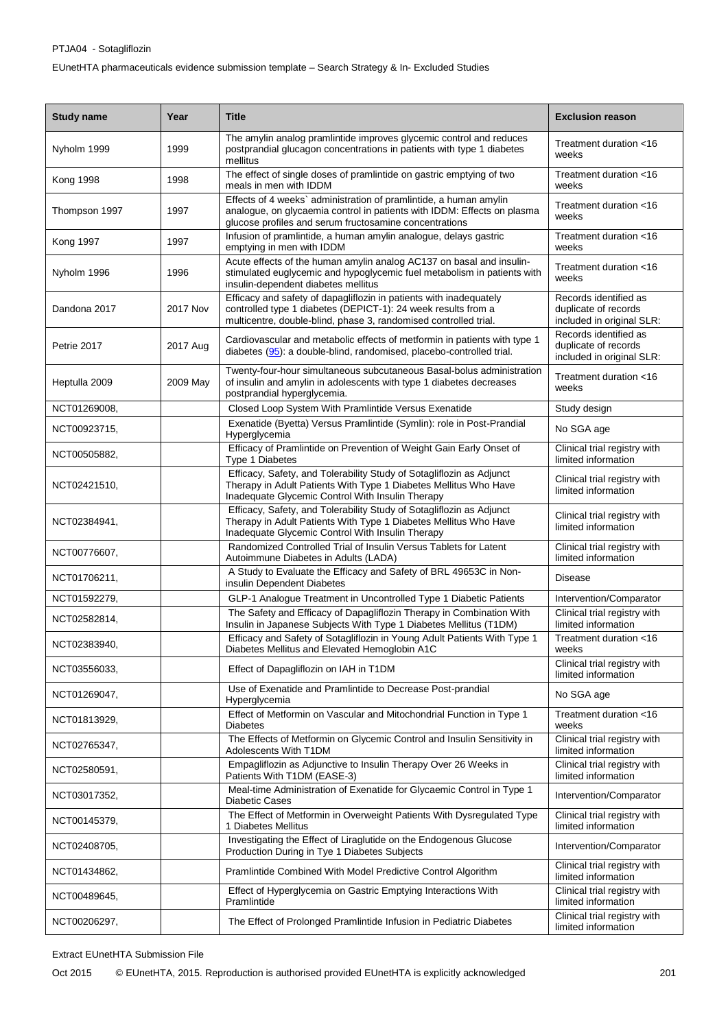| Study name | Year | Title | Exclusion reason |
|---|---|---|---|
| Nyholm 1999 | 1999 | The amylin analog pramlintide improves glycemic control and reduces postprandial glucagon concentrations in patients with type 1 diabetes mellitus | Treatment duration <16 weeks |
| Kong 1998 | 1998 | The effect of single doses of pramlintide on gastric emptying of two meals in men with IDDM | Treatment duration <16 weeks |
| Thompson 1997 | 1997 | Effects of 4 weeks` administration of pramlintide, a human amylin analogue, on glycaemia control in patients with IDDM: Effects on plasma glucose profiles and serum fructosamine concentrations | Treatment duration <16 weeks |
| Kong 1997 | 1997 | Infusion of pramlintide, a human amylin analogue, delays gastric emptying in men with IDDM | Treatment duration <16 weeks |
| Nyholm 1996 | 1996 | Acute effects of the human amylin analog AC137 on basal and insulin-stimulated euglycemic and hypoglycemic fuel metabolism in patients with insulin-dependent diabetes mellitus | Treatment duration <16 weeks |
| Dandona 2017 | 2017 Nov | Efficacy and safety of dapagliflozin in patients with inadequately controlled type 1 diabetes (DEPICT-1): 24 week results from a multicentre, double-blind, phase 3, randomised controlled trial. | Records identified as duplicate of records included in original SLR: |
| Petrie 2017 | 2017 Aug | Cardiovascular and metabolic effects of metformin in patients with type 1 diabetes (95): a double-blind, randomised, placebo-controlled trial. | Records identified as duplicate of records included in original SLR: |
| Heptulla 2009 | 2009 May | Twenty-four-hour simultaneous subcutaneous Basal-bolus administration of insulin and amylin in adolescents with type 1 diabetes decreases postprandial hyperglycemia. | Treatment duration <16 weeks |
| NCT01269008, | | Closed Loop System With Pramlintide Versus Exenatide | Study design |
| NCT00923715, | | Exenatide (Byetta) Versus Pramlintide (Symlin): role in Post-Prandial Hyperglycemia | No SGA age |
| NCT00505882, | | Efficacy of Pramlintide on Prevention of Weight Gain Early Onset of Type 1 Diabetes | Clinical trial registry with limited information |
| NCT02421510, | | Efficacy, Safety, and Tolerability Study of Sotagliflozin as Adjunct Therapy in Adult Patients With Type 1 Diabetes Mellitus Who Have Inadequate Glycemic Control With Insulin Therapy | Clinical trial registry with limited information |
| NCT02384941, | | Efficacy, Safety, and Tolerability Study of Sotagliflozin as Adjunct Therapy in Adult Patients With Type 1 Diabetes Mellitus Who Have Inadequate Glycemic Control With Insulin Therapy | Clinical trial registry with limited information |
| NCT00776607, | | Randomized Controlled Trial of Insulin Versus Tablets for Latent Autoimmune Diabetes in Adults (LADA) | Clinical trial registry with limited information |
| NCT01706211, | | A Study to Evaluate the Efficacy and Safety of BRL 49653C in Non-insulin Dependent Diabetes | Disease |
| NCT01592279, | | GLP-1 Analogue Treatment in Uncontrolled Type 1 Diabetic Patients | Intervention/Comparator |
| NCT02582814, | | The Safety and Efficacy of Dapagliflozin Therapy in Combination With Insulin in Japanese Subjects With Type 1 Diabetes Mellitus (T1DM) | Clinical trial registry with limited information |
| NCT02383940, | | Efficacy and Safety of Sotagliflozin in Young Adult Patients With Type 1 Diabetes Mellitus and Elevated Hemoglobin A1C | Treatment duration <16 weeks |
| NCT03556033, | | Effect of Dapagliflozin on IAH in T1DM | Clinical trial registry with limited information |
| NCT01269047, | | Use of Exenatide and Pramlintide to Decrease Post-prandial Hyperglycemia | No SGA age |
| NCT01813929, | | Effect of Metformin on Vascular and Mitochondrial Function in Type 1 Diabetes | Treatment duration <16 weeks |
| NCT02765347, | | The Effects of Metformin on Glycemic Control and Insulin Sensitivity in Adolescents With T1DM | Clinical trial registry with limited information |
| NCT02580591, | | Empagliflozin as Adjunctive to Insulin Therapy Over 26 Weeks in Patients With T1DM (EASE-3) | Clinical trial registry with limited information |
| NCT03017352, | | Meal-time Administration of Exenatide for Glycaemic Control in Type 1 Diabetic Cases | Intervention/Comparator |
| NCT00145379, | | The Effect of Metformin in Overweight Patients With Dysregulated Type 1 Diabetes Mellitus | Clinical trial registry with limited information |
| NCT02408705, | | Investigating the Effect of Liraglutide on the Endogenous Glucose Production During in Tye 1 Diabetes Subjects | Intervention/Comparator |
| NCT01434862, | | Pramlintide Combined With Model Predictive Control Algorithm | Clinical trial registry with limited information |
| NCT00489645, | | Effect of Hyperglycemia on Gastric Emptying Interactions With Pramlintide | Clinical trial registry with limited information |
| NCT00206297, | | The Effect of Prolonged Pramlintide Infusion in Pediatric Diabetes | Clinical trial registry with limited information |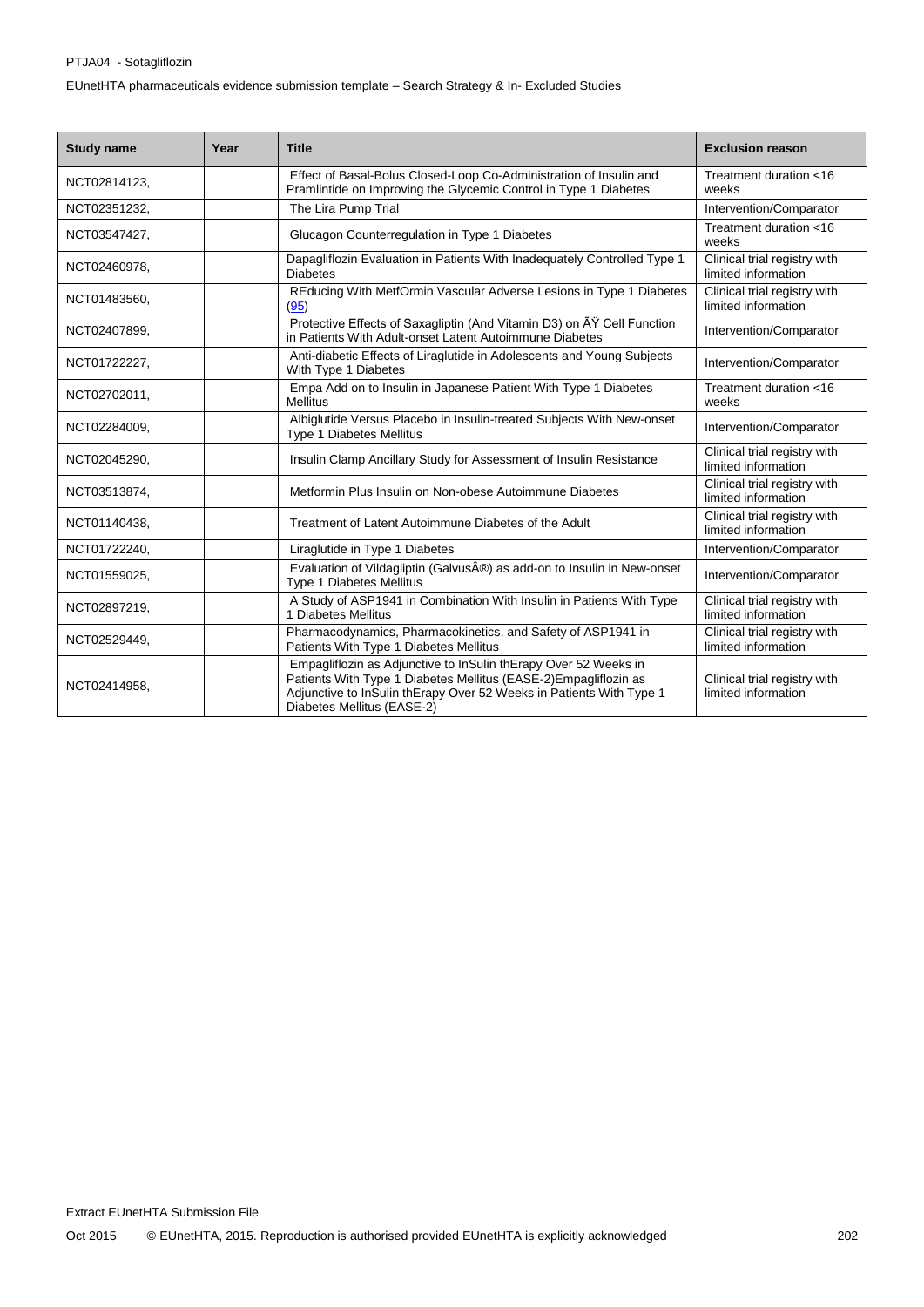| Study name | Year | Title | Exclusion reason |
|---|---|---|---|
| NCT02814123, | | Effect of Basal-Bolus Closed-Loop Co-Administration of Insulin and Pramlintide on Improving the Glycemic Control in Type 1 Diabetes | Treatment duration <16 weeks |
| NCT02351232, | | The Lira Pump Trial | Intervention/Comparator |
| NCT03547427, | | Glucagon Counterregulation in Type 1 Diabetes | Treatment duration <16 weeks |
| NCT02460978, | | Dapagliflozin Evaluation in Patients With Inadequately Controlled Type 1 Diabetes | Clinical trial registry with limited information |
| NCT01483560, | | REducing With MetfOrmin Vascular Adverse Lesions in Type 1 Diabetes (95) | Clinical trial registry with limited information |
| NCT02407899, | | Protective Effects of Saxagliptin (And Vitamin D3) on ÃŸ Cell Function in Patients With Adult-onset Latent Autoimmune Diabetes | Intervention/Comparator |
| NCT01722227, | | Anti-diabetic Effects of Liraglutide in Adolescents and Young Subjects With Type 1 Diabetes | Intervention/Comparator |
| NCT02702011, | | Empa Add on to Insulin in Japanese Patient With Type 1 Diabetes Mellitus | Treatment duration <16 weeks |
| NCT02284009, | | Albiglutide Versus Placebo in Insulin-treated Subjects With New-onset Type 1 Diabetes Mellitus | Intervention/Comparator |
| NCT02045290, | | Insulin Clamp Ancillary Study for Assessment of Insulin Resistance | Clinical trial registry with limited information |
| NCT03513874, | | Metformin Plus Insulin on Non-obese Autoimmune Diabetes | Clinical trial registry with limited information |
| NCT01140438, | | Treatment of Latent Autoimmune Diabetes of the Adult | Clinical trial registry with limited information |
| NCT01722240, | | Liraglutide in Type 1 Diabetes | Intervention/Comparator |
| NCT01559025, | | Evaluation of Vildagliptin (GalvusÂ®) as add-on to Insulin in New-onset Type 1 Diabetes Mellitus | Intervention/Comparator |
| NCT02897219, | | A Study of ASP1941 in Combination With Insulin in Patients With Type 1 Diabetes Mellitus | Clinical trial registry with limited information |
| NCT02529449, | | Pharmacodynamics, Pharmacokinetics, and Safety of ASP1941 in Patients With Type 1 Diabetes Mellitus | Clinical trial registry with limited information |
| NCT02414958, | | Empagliflozin as Adjunctive to InSulin thErapy Over 52 Weeks in Patients With Type 1 Diabetes Mellitus (EASE-2)Empagliflozin as Adjunctive to InSulin thErapy Over 52 Weeks in Patients With Type 1 Diabetes Mellitus (EASE-2) | Clinical trial registry with limited information |